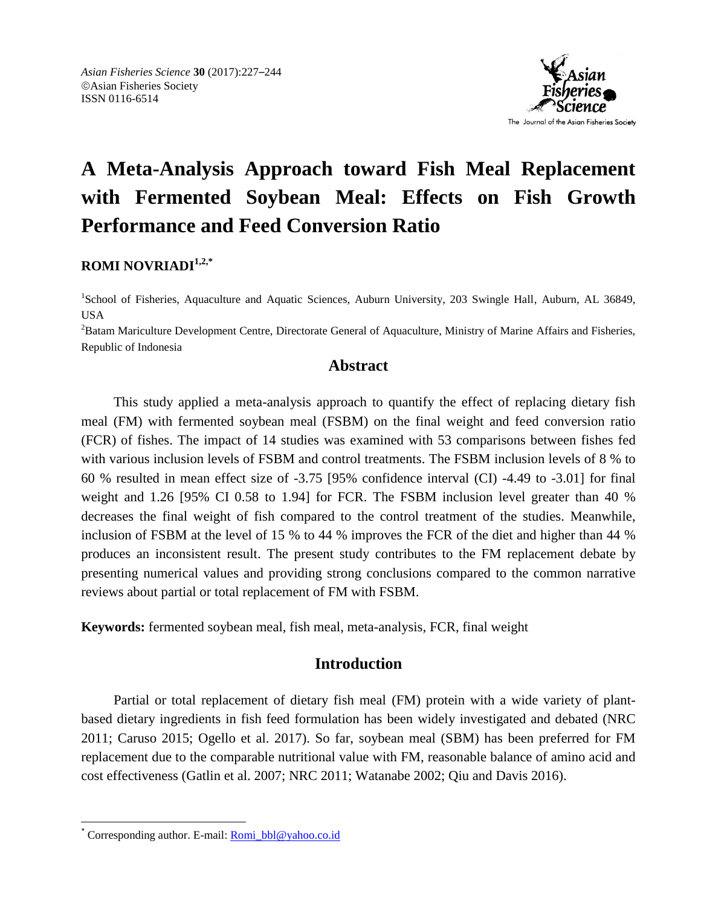*Asian Fisheries Science* **30** (2017):227–244
©Asian Fisheries Society
ISSN 0116-6514

# A Meta-Analysis Approach toward Fish Meal Replacement with Fermented Soybean Meal: Effects on Fish Growth Performance and Feed Conversion Ratio

**ROMI NOVRIADI[1,2,*]**

[1]School of Fisheries, Aquaculture and Aquatic Sciences, Auburn University, 203 Swingle Hall, Auburn, AL 36849, USA

[2]Batam Mariculture Development Centre, Directorate General of Aquaculture, Ministry of Marine Affairs and Fisheries, Republic of Indonesia

## Abstract

This study applied a meta-analysis approach to quantify the effect of replacing dietary fish meal (FM) with fermented soybean meal (FSBM) on the final weight and feed conversion ratio (FCR) of fishes. The impact of 14 studies was examined with 53 comparisons between fishes fed with various inclusion levels of FSBM and control treatments. The FSBM inclusion levels of 8 % to 60 % resulted in mean effect size of -3.75 [95% confidence interval (CI) -4.49 to -3.01] for final weight and 1.26 [95% CI 0.58 to 1.94] for FCR. The FSBM inclusion level greater than 40 % decreases the final weight of fish compared to the control treatment of the studies. Meanwhile, inclusion of FSBM at the level of 15 % to 44 % improves the FCR of the diet and higher than 44 % produces an inconsistent result. The present study contributes to the FM replacement debate by presenting numerical values and providing strong conclusions compared to the common narrative reviews about partial or total replacement of FM with FSBM.

**Keywords:** fermented soybean meal, fish meal, meta-analysis, FCR, final weight

## Introduction

Partial or total replacement of dietary fish meal (FM) protein with a wide variety of plant-based dietary ingredients in fish feed formulation has been widely investigated and debated (NRC 2011; Caruso 2015; Ogello et al. 2017). So far, soybean meal (SBM) has been preferred for FM replacement due to the comparable nutritional value with FM, reasonable balance of amino acid and cost effectiveness (Gatlin et al. 2007; NRC 2011; Watanabe 2002; Qiu and Davis 2016).

* Corresponding author. E-mail: Romi_bbl@yahoo.co.id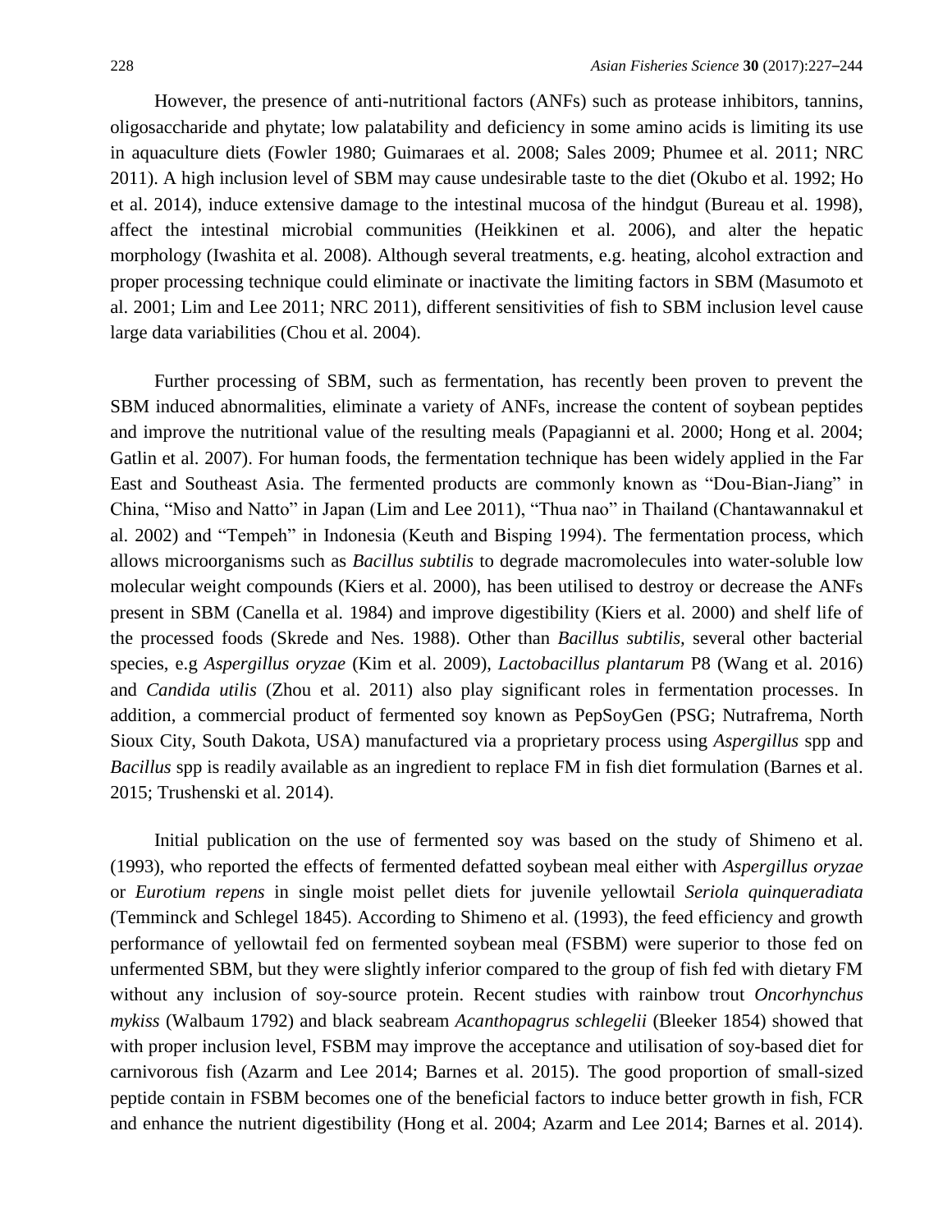However, the presence of anti-nutritional factors (ANFs) such as protease inhibitors, tannins, oligosaccharide and phytate; low palatability and deficiency in some amino acids is limiting its use in aquaculture diets (Fowler 1980; Guimaraes et al. 2008; Sales 2009; Phumee et al. 2011; NRC 2011). A high inclusion level of SBM may cause undesirable taste to the diet (Okubo et al. 1992; Ho et al. 2014), induce extensive damage to the intestinal mucosa of the hindgut (Bureau et al. 1998), affect the intestinal microbial communities (Heikkinen et al. 2006), and alter the hepatic morphology (Iwashita et al. 2008). Although several treatments, e.g. heating, alcohol extraction and proper processing technique could eliminate or inactivate the limiting factors in SBM (Masumoto et al. 2001; Lim and Lee 2011; NRC 2011), different sensitivities of fish to SBM inclusion level cause large data variabilities (Chou et al. 2004).

Further processing of SBM, such as fermentation, has recently been proven to prevent the SBM induced abnormalities, eliminate a variety of ANFs, increase the content of soybean peptides and improve the nutritional value of the resulting meals (Papagianni et al. 2000; Hong et al. 2004; Gatlin et al. 2007). For human foods, the fermentation technique has been widely applied in the Far East and Southeast Asia. The fermented products are commonly known as "Dou-Bian-Jiang" in China, "Miso and Natto" in Japan (Lim and Lee 2011), "Thua nao" in Thailand (Chantawannakul et al. 2002) and "Tempeh" in Indonesia (Keuth and Bisping 1994). The fermentation process, which allows microorganisms such as *Bacillus subtilis* to degrade macromolecules into water-soluble low molecular weight compounds (Kiers et al. 2000), has been utilised to destroy or decrease the ANFs present in SBM (Canella et al. 1984) and improve digestibility (Kiers et al. 2000) and shelf life of the processed foods (Skrede and Nes. 1988). Other than *Bacillus subtilis,* several other bacterial species, e.g *Aspergillus oryzae* (Kim et al. 2009), *Lactobacillus plantarum* P8 (Wang et al. 2016) and *Candida utilis* (Zhou et al. 2011) also play significant roles in fermentation processes. In addition, a commercial product of fermented soy known as PepSoyGen (PSG; Nutrafrema, North Sioux City, South Dakota, USA) manufactured via a proprietary process using *Aspergillus* spp and *Bacillus* spp is readily available as an ingredient to replace FM in fish diet formulation (Barnes et al. 2015; Trushenski et al. 2014).

Initial publication on the use of fermented soy was based on the study of Shimeno et al. (1993), who reported the effects of fermented defatted soybean meal either with *Aspergillus oryzae* or *Eurotium repens* in single moist pellet diets for juvenile yellowtail *Seriola quinqueradiata* (Temminck and Schlegel 1845). According to Shimeno et al. (1993), the feed efficiency and growth performance of yellowtail fed on fermented soybean meal (FSBM) were superior to those fed on unfermented SBM, but they were slightly inferior compared to the group of fish fed with dietary FM without any inclusion of soy-source protein. Recent studies with rainbow trout *Oncorhynchus mykiss* (Walbaum 1792) and black seabream *Acanthopagrus schlegelii* (Bleeker 1854) showed that with proper inclusion level, FSBM may improve the acceptance and utilisation of soy-based diet for carnivorous fish (Azarm and Lee 2014; Barnes et al. 2015). The good proportion of small-sized peptide contain in FSBM becomes one of the beneficial factors to induce better growth in fish, FCR and enhance the nutrient digestibility (Hong et al. 2004; Azarm and Lee 2014; Barnes et al. 2014).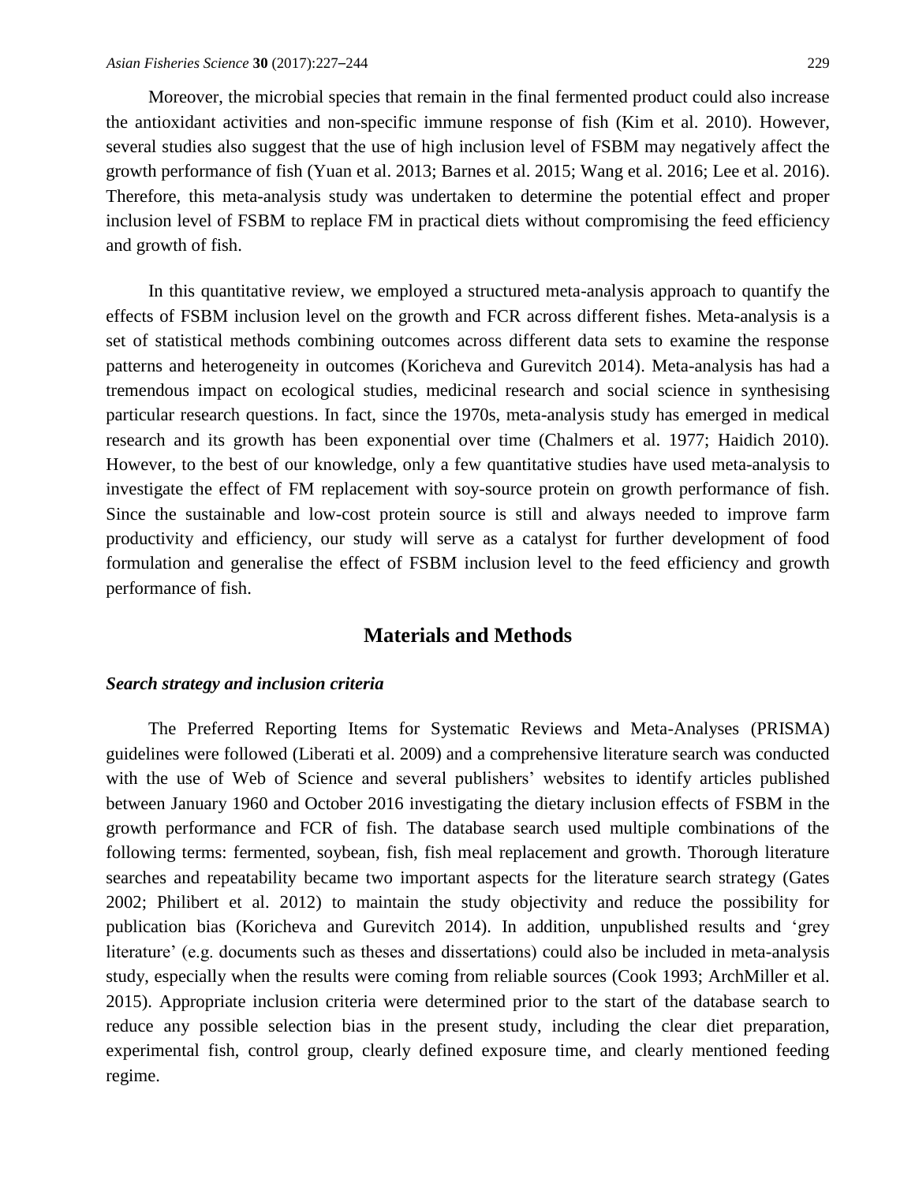Moreover, the microbial species that remain in the final fermented product could also increase the antioxidant activities and non-specific immune response of fish (Kim et al. 2010). However, several studies also suggest that the use of high inclusion level of FSBM may negatively affect the growth performance of fish (Yuan et al. 2013; Barnes et al. 2015; Wang et al. 2016; Lee et al. 2016). Therefore, this meta-analysis study was undertaken to determine the potential effect and proper inclusion level of FSBM to replace FM in practical diets without compromising the feed efficiency and growth of fish.

In this quantitative review, we employed a structured meta-analysis approach to quantify the effects of FSBM inclusion level on the growth and FCR across different fishes. Meta-analysis is a set of statistical methods combining outcomes across different data sets to examine the response patterns and heterogeneity in outcomes (Koricheva and Gurevitch 2014). Meta-analysis has had a tremendous impact on ecological studies, medicinal research and social science in synthesising particular research questions. In fact, since the 1970s, meta-analysis study has emerged in medical research and its growth has been exponential over time (Chalmers et al. 1977; Haidich 2010). However, to the best of our knowledge, only a few quantitative studies have used meta-analysis to investigate the effect of FM replacement with soy-source protein on growth performance of fish. Since the sustainable and low-cost protein source is still and always needed to improve farm productivity and efficiency, our study will serve as a catalyst for further development of food formulation and generalise the effect of FSBM inclusion level to the feed efficiency and growth performance of fish.

## Materials and Methods

### *Search strategy and inclusion criteria*

The Preferred Reporting Items for Systematic Reviews and Meta-Analyses (PRISMA) guidelines were followed (Liberati et al. 2009) and a comprehensive literature search was conducted with the use of Web of Science and several publishers' websites to identify articles published between January 1960 and October 2016 investigating the dietary inclusion effects of FSBM in the growth performance and FCR of fish. The database search used multiple combinations of the following terms: fermented, soybean, fish, fish meal replacement and growth. Thorough literature searches and repeatability became two important aspects for the literature search strategy (Gates 2002; Philibert et al. 2012) to maintain the study objectivity and reduce the possibility for publication bias (Koricheva and Gurevitch 2014). In addition, unpublished results and 'grey literature' (e.g. documents such as theses and dissertations) could also be included in meta-analysis study, especially when the results were coming from reliable sources (Cook 1993; ArchMiller et al. 2015). Appropriate inclusion criteria were determined prior to the start of the database search to reduce any possible selection bias in the present study, including the clear diet preparation, experimental fish, control group, clearly defined exposure time, and clearly mentioned feeding regime.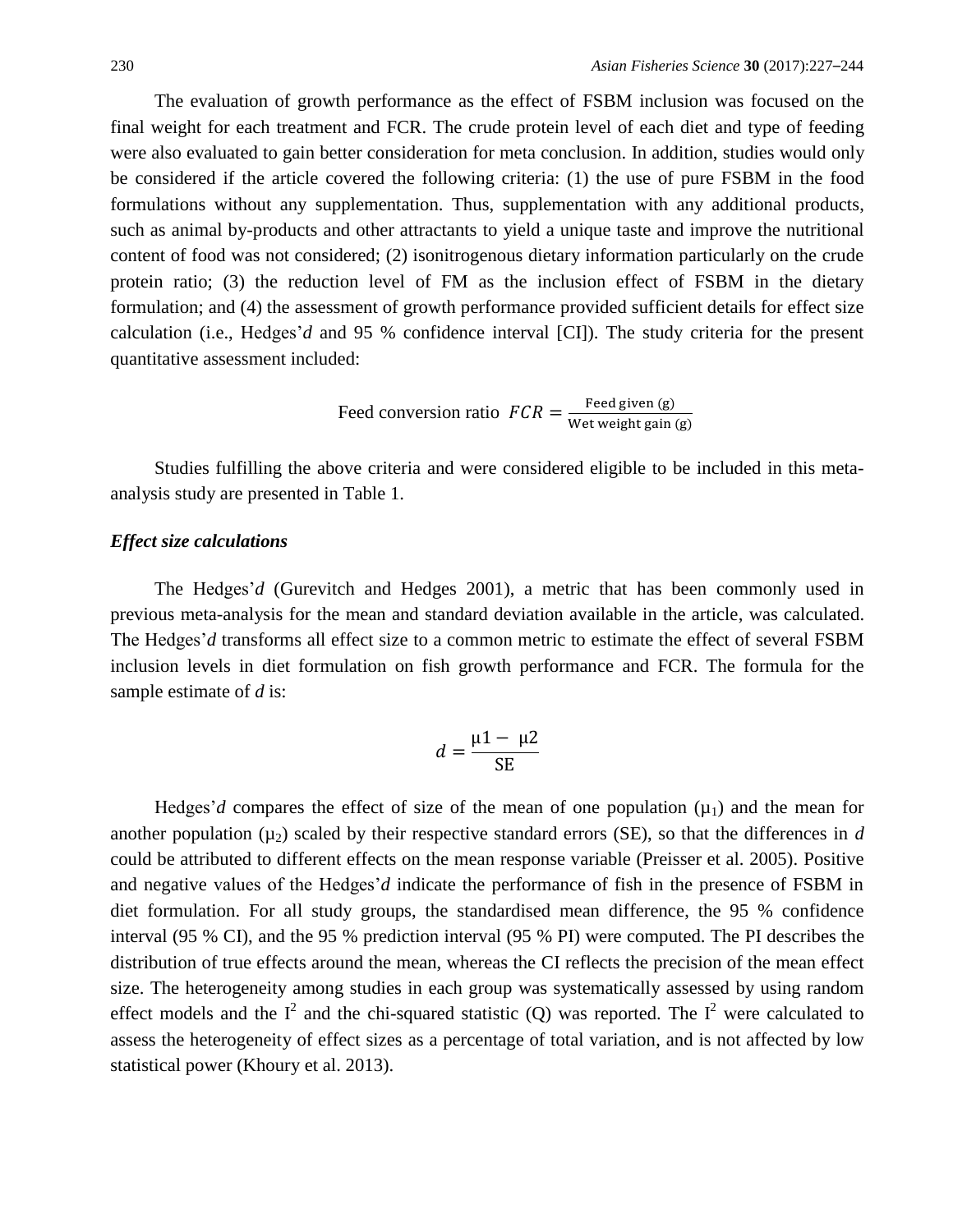The evaluation of growth performance as the effect of FSBM inclusion was focused on the final weight for each treatment and FCR. The crude protein level of each diet and type of feeding were also evaluated to gain better consideration for meta conclusion. In addition, studies would only be considered if the article covered the following criteria: (1) the use of pure FSBM in the food formulations without any supplementation. Thus, supplementation with any additional products, such as animal by-products and other attractants to yield a unique taste and improve the nutritional content of food was not considered; (2) isonitrogenous dietary information particularly on the crude protein ratio; (3) the reduction level of FM as the inclusion effect of FSBM in the dietary formulation; and (4) the assessment of growth performance provided sufficient details for effect size calculation (i.e., Hedges'*d* and 95 % confidence interval [CI]). The study criteria for the present quantitative assessment included:

$$\text{Feed conversion ratio } FCR = \frac{\text{Feed given (g)}}{\text{Wet weight gain (g)}}$$

Studies fulfilling the above criteria and were considered eligible to be included in this meta-analysis study are presented in Table 1.

### *Effect size calculations*

The Hedges'*d* (Gurevitch and Hedges 2001), a metric that has been commonly used in previous meta-analysis for the mean and standard deviation available in the article, was calculated. The Hedges'*d* transforms all effect size to a common metric to estimate the effect of several FSBM inclusion levels in diet formulation on fish growth performance and FCR. The formula for the sample estimate of *d* is:

$$d = \frac{\mu 1 - \mu 2}{\text{SE}}$$

Hedges'*d* compares the effect of size of the mean of one population ($\mu_1$) and the mean for another population ($\mu_2$) scaled by their respective standard errors (SE), so that the differences in *d* could be attributed to different effects on the mean response variable (Preisser et al. 2005). Positive and negative values of the Hedges'*d* indicate the performance of fish in the presence of FSBM in diet formulation. For all study groups, the standardised mean difference, the 95 % confidence interval (95 % CI), and the 95 % prediction interval (95 % PI) were computed. The PI describes the distribution of true effects around the mean, whereas the CI reflects the precision of the mean effect size. The heterogeneity among studies in each group was systematically assessed by using random effect models and the $I^2$ and the chi-squared statistic (Q) was reported. The $I^2$ were calculated to assess the heterogeneity of effect sizes as a percentage of total variation, and is not affected by low statistical power (Khoury et al. 2013).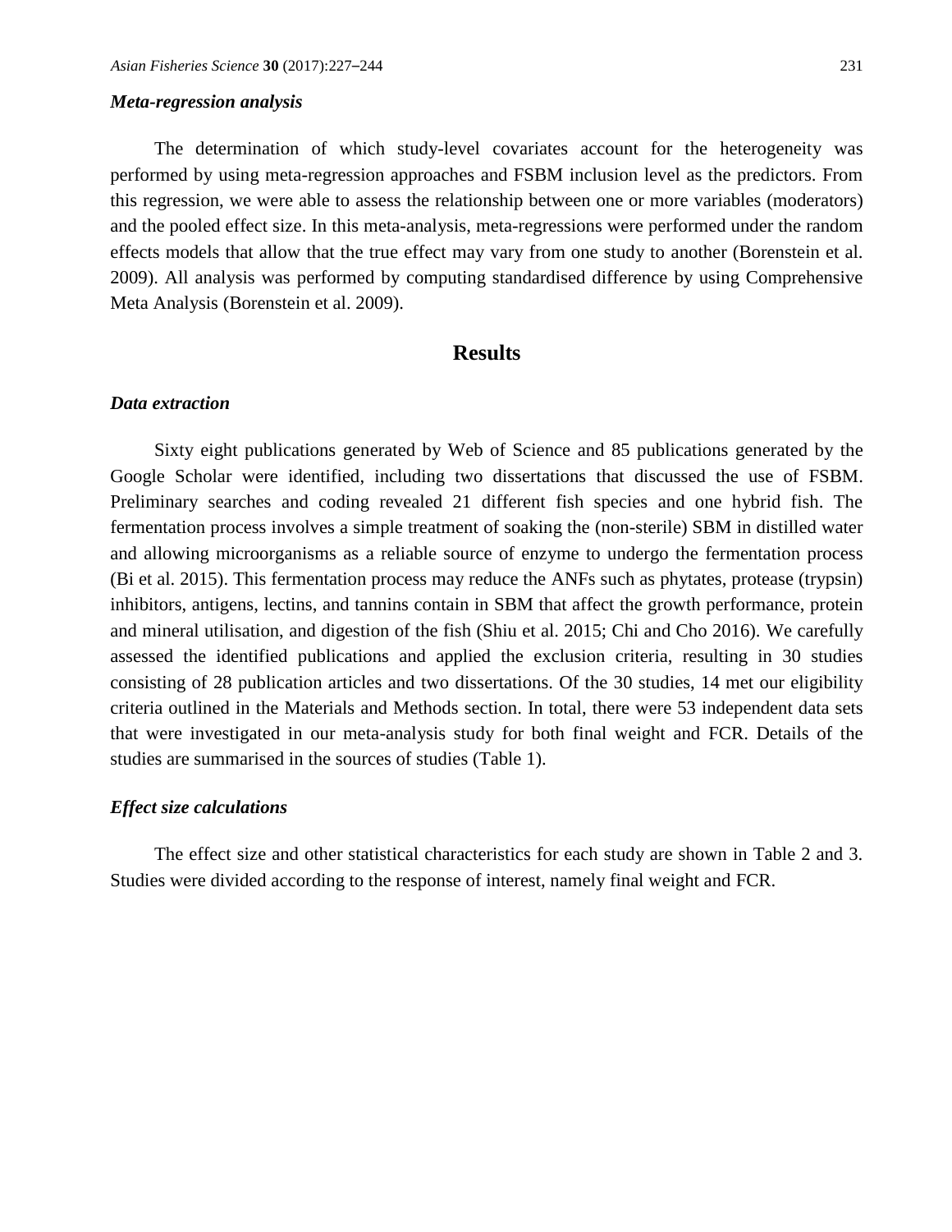### *Meta-regression analysis*

The determination of which study-level covariates account for the heterogeneity was performed by using meta-regression approaches and FSBM inclusion level as the predictors. From this regression, we were able to assess the relationship between one or more variables (moderators) and the pooled effect size. In this meta-analysis, meta-regressions were performed under the random effects models that allow that the true effect may vary from one study to another (Borenstein et al. 2009). All analysis was performed by computing standardised difference by using Comprehensive Meta Analysis (Borenstein et al. 2009).

## Results

### *Data extraction*

Sixty eight publications generated by Web of Science and 85 publications generated by the Google Scholar were identified, including two dissertations that discussed the use of FSBM. Preliminary searches and coding revealed 21 different fish species and one hybrid fish. The fermentation process involves a simple treatment of soaking the (non-sterile) SBM in distilled water and allowing microorganisms as a reliable source of enzyme to undergo the fermentation process (Bi et al. 2015). This fermentation process may reduce the ANFs such as phytates, protease (trypsin) inhibitors, antigens, lectins, and tannins contain in SBM that affect the growth performance, protein and mineral utilisation, and digestion of the fish (Shiu et al. 2015; Chi and Cho 2016). We carefully assessed the identified publications and applied the exclusion criteria, resulting in 30 studies consisting of 28 publication articles and two dissertations. Of the 30 studies, 14 met our eligibility criteria outlined in the Materials and Methods section. In total, there were 53 independent data sets that were investigated in our meta-analysis study for both final weight and FCR. Details of the studies are summarised in the sources of studies (Table 1).

### *Effect size calculations*

The effect size and other statistical characteristics for each study are shown in Table 2 and 3. Studies were divided according to the response of interest, namely final weight and FCR.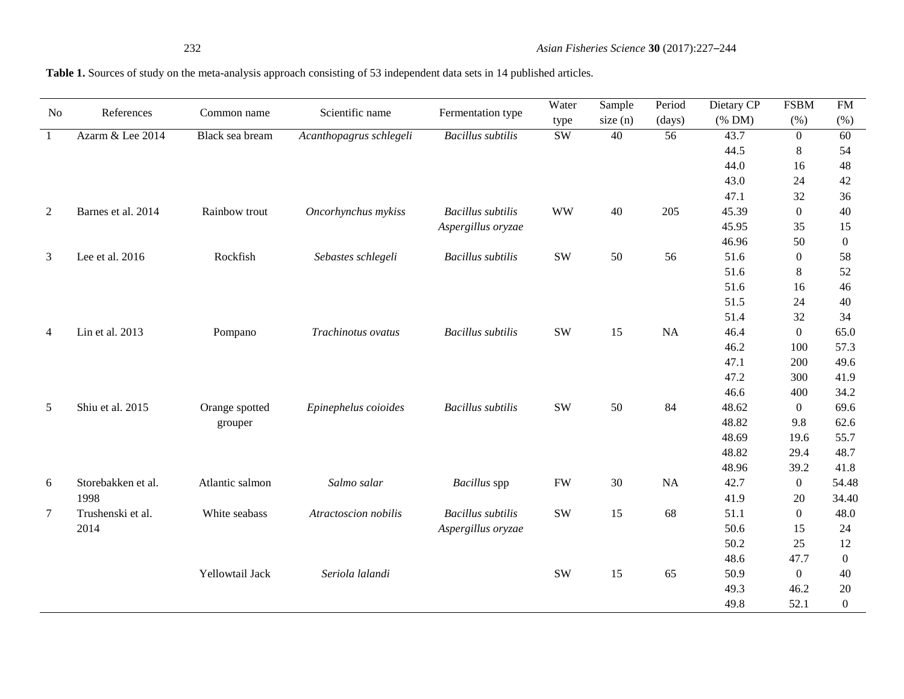**Table 1.** Sources of study on the meta-analysis approach consisting of 53 independent data sets in 14 published articles.

| No | References | Common name | Scientific name | Fermentation type | Water type | Sample size (n) | Period (days) | Dietary CP (% DM) | FSBM (%) | FM (%) |
|---|---|---|---|---|---|---|---|---|---|---|
| 1 | Azarm & Lee 2014 | Black sea bream | *Acanthopagrus schlegeli* | *Bacillus subtilis* | SW | 40 | 56 | 43.7 | 0 | 60 |
| | | | | | | | | 44.5 | 8 | 54 |
| | | | | | | | | 44.0 | 16 | 48 |
| | | | | | | | | 43.0 | 24 | 42 |
| | | | | | | | | 47.1 | 32 | 36 |
| 2 | Barnes et al. 2014 | Rainbow trout | *Oncorhynchus mykiss* | *Bacillus subtilis* | WW | 40 | 205 | 45.39 | 0 | 40 |
| | | | | *Aspergillus oryzae* | | | | 45.95 | 35 | 15 |
| | | | | | | | | 46.96 | 50 | 0 |
| 3 | Lee et al. 2016 | Rockfish | *Sebastes schlegeli* | *Bacillus subtilis* | SW | 50 | 56 | 51.6 | 0 | 58 |
| | | | | | | | | 51.6 | 8 | 52 |
| | | | | | | | | 51.6 | 16 | 46 |
| | | | | | | | | 51.5 | 24 | 40 |
| | | | | | | | | 51.4 | 32 | 34 |
| 4 | Lin et al. 2013 | Pompano | *Trachinotus ovatus* | *Bacillus subtilis* | SW | 15 | NA | 46.4 | 0 | 65.0 |
| | | | | | | | | 46.2 | 100 | 57.3 |
| | | | | | | | | 47.1 | 200 | 49.6 |
| | | | | | | | | 47.2 | 300 | 41.9 |
| | | | | | | | | 46.6 | 400 | 34.2 |
| 5 | Shiu et al. 2015 | Orange spotted grouper | *Epinephelus coioides* | *Bacillus subtilis* | SW | 50 | 84 | 48.62 | 0 | 69.6 |
| | | | | | | | | 48.82 | 9.8 | 62.6 |
| | | | | | | | | 48.69 | 19.6 | 55.7 |
| | | | | | | | | 48.82 | 29.4 | 48.7 |
| | | | | | | | | 48.96 | 39.2 | 41.8 |
| 6 | Storebakken et al. 1998 | Atlantic salmon | *Salmo salar* | *Bacillus* spp | FW | 30 | NA | 42.7 | 0 | 54.48 |
| | | | | | | | | 41.9 | 20 | 34.40 |
| 7 | Trushenski et al. 2014 | White seabass | *Atractoscion nobilis* | *Bacillus subtilis* | SW | 15 | 68 | 51.1 | 0 | 48.0 |
| | | | | *Aspergillus oryzae* | | | | 50.6 | 15 | 24 |
| | | | | | | | | 50.2 | 25 | 12 |
| | | | | | | | | 48.6 | 47.7 | 0 |
| | | Yellowtail Jack | *Seriola lalandi* | | SW | 15 | 65 | 50.9 | 0 | 40 |
| | | | | | | | | 49.3 | 46.2 | 20 |
| | | | | | | | | 49.8 | 52.1 | 0 |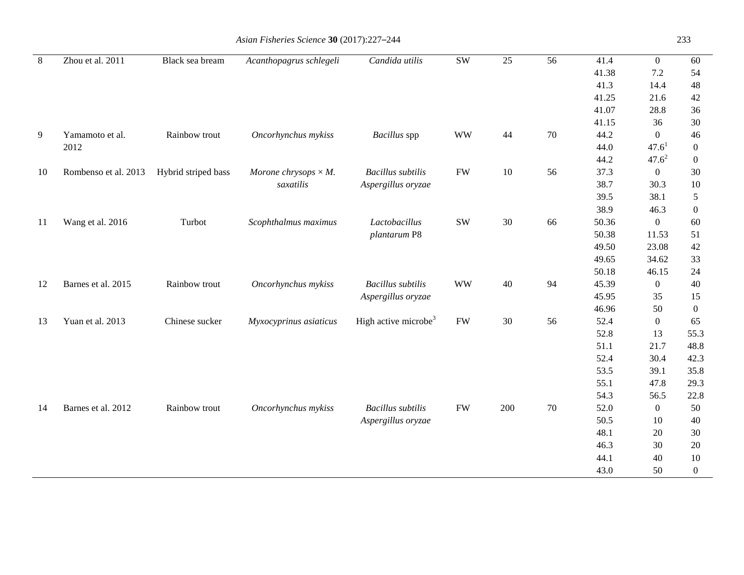| | | | | | | | | | | |
|---|---|---|---|---|---|---|---|---|---|---|
| 8 | Zhou et al. 2011 | Black sea bream | *Acanthopagrus schlegeli* | *Candida utilis* | SW | 25 | 56 | 41.4 | 0 | 60 |
| | | | | | | | | 41.38 | 7.2 | 54 |
| | | | | | | | | 41.3 | 14.4 | 48 |
| | | | | | | | | 41.25 | 21.6 | 42 |
| | | | | | | | | 41.07 | 28.8 | 36 |
| | | | | | | | | 41.15 | 36 | 30 |
| 9 | Yamamoto et al. 2012 | Rainbow trout | *Oncorhynchus mykiss* | *Bacillus* spp | WW | 44 | 70 | 44.2 | 0 | 46 |
| | | | | | | | | 44.0 | 47.6[1] | 0 |
| | | | | | | | | 44.2 | 47.6[2] | 0 |
| 10 | Rombenso et al. 2013 | Hybrid striped bass | *Morone chrysops* × *M. saxatilis* | *Bacillus subtilis* *Aspergillus oryzae* | FW | 10 | 56 | 37.3 | 0 | 30 |
| | | | | | | | | 38.7 | 30.3 | 10 |
| | | | | | | | | 39.5 | 38.1 | 5 |
| | | | | | | | | 38.9 | 46.3 | 0 |
| 11 | Wang et al. 2016 | Turbot | *Scophthalmus maximus* | *Lactobacillus plantarum* P8 | SW | 30 | 66 | 50.36 | 0 | 60 |
| | | | | | | | | 50.38 | 11.53 | 51 |
| | | | | | | | | 49.50 | 23.08 | 42 |
| | | | | | | | | 49.65 | 34.62 | 33 |
| | | | | | | | | 50.18 | 46.15 | 24 |
| 12 | Barnes et al. 2015 | Rainbow trout | *Oncorhynchus mykiss* | *Bacillus subtilis* *Aspergillus oryzae* | WW | 40 | 94 | 45.39 | 0 | 40 |
| | | | | | | | | 45.95 | 35 | 15 |
| | | | | | | | | 46.96 | 50 | 0 |
| 13 | Yuan et al. 2013 | Chinese sucker | *Myxocyprinus asiaticus* | High active microbe[3] | FW | 30 | 56 | 52.4 | 0 | 65 |
| | | | | | | | | 52.8 | 13 | 55.3 |
| | | | | | | | | 51.1 | 21.7 | 48.8 |
| | | | | | | | | 52.4 | 30.4 | 42.3 |
| | | | | | | | | 53.5 | 39.1 | 35.8 |
| | | | | | | | | 55.1 | 47.8 | 29.3 |
| | | | | | | | | 54.3 | 56.5 | 22.8 |
| 14 | Barnes et al. 2012 | Rainbow trout | *Oncorhynchus mykiss* | *Bacillus subtilis* *Aspergillus oryzae* | FW | 200 | 70 | 52.0 | 0 | 50 |
| | | | | | | | | 50.5 | 10 | 40 |
| | | | | | | | | 48.1 | 20 | 30 |
| | | | | | | | | 46.3 | 30 | 20 |
| | | | | | | | | 44.1 | 40 | 10 |
| | | | | | | | | 43.0 | 50 | 0 |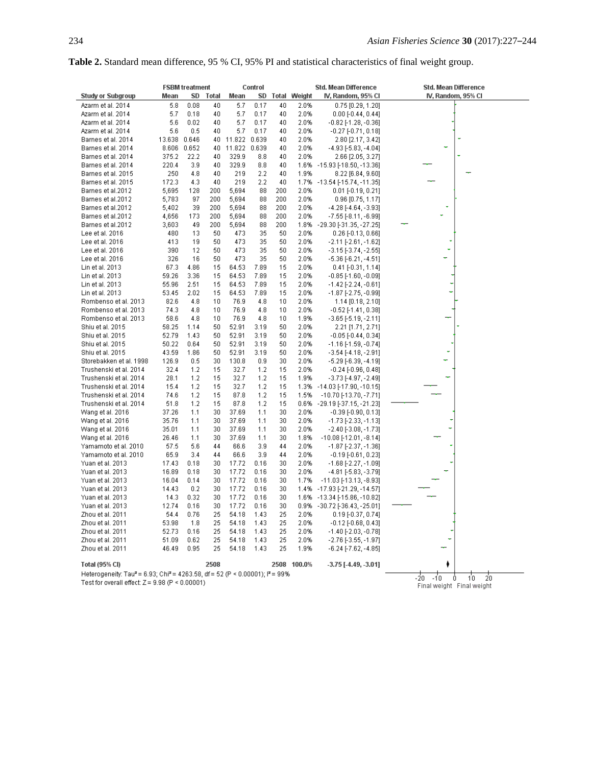**Table 2.** Standard mean difference, 95 % CI, 95% PI and statistical characteristics of final weight group.

| Study or Subgroup | FSBM treatment Mean | SD | Total | Control Mean | SD | Total | Weight | Std. Mean Difference IV, Random, 95% CI |
|---|---|---|---|---|---|---|---|---|
| Azarm et al. 2014 | 5.8 | 0.08 | 40 | 5.7 | 0.17 | 40 | 2.0% | 0.75 [0.29, 1.20] |
| Azarm et al. 2014 | 5.7 | 0.18 | 40 | 5.7 | 0.17 | 40 | 2.0% | 0.00 [-0.44, 0.44] |
| Azarm et al. 2014 | 5.6 | 0.02 | 40 | 5.7 | 0.17 | 40 | 2.0% | -0.82 [-1.28, -0.36] |
| Azarm et al. 2014 | 5.6 | 0.5 | 40 | 5.7 | 0.17 | 40 | 2.0% | -0.27 [-0.71, 0.18] |
| Barnes et al. 2014 | 13.638 | 0.646 | 40 | 11.822 | 0.639 | 40 | 2.0% | 2.80 [2.17, 3.42] |
| Barnes et al. 2014 | 8.606 | 0.652 | 40 | 11.822 | 0.639 | 40 | 2.0% | -4.93 [-5.83, -4.04] |
| Barnes et al. 2014 | 375.2 | 22.2 | 40 | 329.9 | 8.8 | 40 | 2.0% | 2.66 [2.05, 3.27] |
| Barnes et al. 2014 | 220.4 | 3.9 | 40 | 329.9 | 8.8 | 40 | 1.6% | -15.93 [-18.50, -13.36] |
| Barnes et al. 2015 | 250 | 4.8 | 40 | 219 | 2.2 | 40 | 1.9% | 8.22 [6.84, 9.60] |
| Barnes et al. 2015 | 172.3 | 4.3 | 40 | 219 | 2.2 | 40 | 1.7% | -13.54 [-15.74, -11.35] |
| Barnes et al.2012 | 5,695 | 128 | 200 | 5,694 | 88 | 200 | 2.0% | 0.01 [-0.19, 0.21] |
| Barnes et al.2012 | 5,783 | 97 | 200 | 5,694 | 88 | 200 | 2.0% | 0.96 [0.75, 1.17] |
| Barnes et al.2012 | 5,402 | 39 | 200 | 5,694 | 88 | 200 | 2.0% | -4.28 [-4.64, -3.93] |
| Barnes et al.2012 | 4,656 | 173 | 200 | 5,694 | 88 | 200 | 2.0% | -7.55 [-8.11, -6.99] |
| Barnes et al.2012 | 3,603 | 49 | 200 | 5,694 | 88 | 200 | 1.8% | -29.30 [-31.35, -27.25] |
| Lee et al. 2016 | 480 | 13 | 50 | 473 | 35 | 50 | 2.0% | 0.26 [-0.13, 0.66] |
| Lee et al. 2016 | 413 | 19 | 50 | 473 | 35 | 50 | 2.0% | -2.11 [-2.61, -1.62] |
| Lee et al. 2016 | 390 | 12 | 50 | 473 | 35 | 50 | 2.0% | -3.15 [-3.74, -2.55] |
| Lee et al. 2016 | 326 | 16 | 50 | 473 | 35 | 50 | 2.0% | -5.36 [-6.21, -4.51] |
| Lin et al. 2013 | 67.3 | 4.86 | 15 | 64.53 | 7.89 | 15 | 2.0% | 0.41 [-0.31, 1.14] |
| Lin et al. 2013 | 59.26 | 3.36 | 15 | 64.53 | 7.89 | 15 | 2.0% | -0.85 [-1.60, -0.09] |
| Lin et al. 2013 | 55.96 | 2.51 | 15 | 64.53 | 7.89 | 15 | 2.0% | -1.42 [-2.24, -0.61] |
| Lin et al. 2013 | 53.45 | 2.02 | 15 | 64.53 | 7.89 | 15 | 2.0% | -1.87 [-2.75, -0.99] |
| Rombenso et al. 2013 | 82.6 | 4.8 | 10 | 76.9 | 4.8 | 10 | 2.0% | 1.14 [0.18, 2.10] |
| Rombenso et al. 2013 | 74.3 | 4.8 | 10 | 76.9 | 4.8 | 10 | 2.0% | -0.52 [-1.41, 0.38] |
| Rombenso et al. 2013 | 58.6 | 4.8 | 10 | 76.9 | 4.8 | 10 | 1.9% | -3.65 [-5.19, -2.11] |
| Shiu et al. 2015 | 58.25 | 1.14 | 50 | 52.91 | 3.19 | 50 | 2.0% | 2.21 [1.71, 2.71] |
| Shiu et al. 2015 | 52.79 | 1.43 | 50 | 52.91 | 3.19 | 50 | 2.0% | -0.05 [-0.44, 0.34] |
| Shiu et al. 2015 | 50.22 | 0.64 | 50 | 52.91 | 3.19 | 50 | 2.0% | -1.16 [-1.59, -0.74] |
| Shiu et al. 2015 | 43.59 | 1.86 | 50 | 52.91 | 3.19 | 50 | 2.0% | -3.54 [-4.18, -2.91] |
| Storebakken et al. 1998 | 126.9 | 0.5 | 30 | 130.8 | 0.9 | 30 | 2.0% | -5.29 [-6.39, -4.19] |
| Trushenski et al. 2014 | 32.4 | 1.2 | 15 | 32.7 | 1.2 | 15 | 2.0% | -0.24 [-0.96, 0.48] |
| Trushenski et al. 2014 | 28.1 | 1.2 | 15 | 32.7 | 1.2 | 15 | 1.9% | -3.73 [-4.97, -2.49] |
| Trushenski et al. 2014 | 15.4 | 1.2 | 15 | 32.7 | 1.2 | 15 | 1.3% | -14.03 [-17.90, -10.15] |
| Trushenski et al. 2014 | 74.6 | 1.2 | 15 | 87.8 | 1.2 | 15 | 1.5% | -10.70 [-13.70, -7.71] |
| Trushenski et al. 2014 | 51.8 | 1.2 | 15 | 87.8 | 1.2 | 15 | 0.6% | -29.19 [-37.15, -21.23] |
| Wang et al. 2016 | 37.26 | 1.1 | 30 | 37.69 | 1.1 | 30 | 2.0% | -0.39 [-0.90, 0.13] |
| Wang et al. 2016 | 35.76 | 1.1 | 30 | 37.69 | 1.1 | 30 | 2.0% | -1.73 [-2.33, -1.13] |
| Wang et al. 2016 | 35.01 | 1.1 | 30 | 37.69 | 1.1 | 30 | 2.0% | -2.40 [-3.08, -1.73] |
| Wang et al. 2016 | 26.46 | 1.1 | 30 | 37.69 | 1.1 | 30 | 1.8% | -10.08 [-12.01, -8.14] |
| Yamamoto et al. 2010 | 57.5 | 5.6 | 44 | 66.6 | 3.9 | 44 | 2.0% | -1.87 [-2.37, -1.36] |
| Yamamoto et al. 2010 | 65.9 | 3.4 | 44 | 66.6 | 3.9 | 44 | 2.0% | -0.19 [-0.61, 0.23] |
| Yuan et al. 2013 | 17.43 | 0.18 | 30 | 17.72 | 0.16 | 30 | 2.0% | -1.68 [-2.27, -1.09] |
| Yuan et al. 2013 | 16.89 | 0.18 | 30 | 17.72 | 0.16 | 30 | 2.0% | -4.81 [-5.83, -3.79] |
| Yuan et al. 2013 | 16.04 | 0.14 | 30 | 17.72 | 0.16 | 30 | 1.7% | -11.03 [-13.13, -8.93] |
| Yuan et al. 2013 | 14.43 | 0.2 | 30 | 17.72 | 0.16 | 30 | 1.4% | -17.93 [-21.29, -14.57] |
| Yuan et al. 2013 | 14.3 | 0.32 | 30 | 17.72 | 0.16 | 30 | 1.6% | -13.34 [-15.86, -10.82] |
| Yuan et al. 2013 | 12.74 | 0.16 | 30 | 17.72 | 0.16 | 30 | 0.9% | -30.72 [-36.43, -25.01] |
| Zhou et al. 2011 | 54.4 | 0.76 | 25 | 54.18 | 1.43 | 25 | 2.0% | 0.19 [-0.37, 0.74] |
| Zhou et al. 2011 | 53.98 | 1.8 | 25 | 54.18 | 1.43 | 25 | 2.0% | -0.12 [-0.68, 0.43] |
| Zhou et al. 2011 | 52.73 | 0.16 | 25 | 54.18 | 1.43 | 25 | 2.0% | -1.40 [-2.03, -0.78] |
| Zhou et al. 2011 | 51.09 | 0.62 | 25 | 54.18 | 1.43 | 25 | 2.0% | -2.76 [-3.55, -1.97] |
| Zhou et al. 2011 | 46.49 | 0.95 | 25 | 54.18 | 1.43 | 25 | 1.9% | -6.24 [-7.62, -4.85] |
| **Total (95% CI)** | | | **2508** | | | **2508** | **100.0%** | **-3.75 [-4.49, -3.01]** |

Heterogeneity: $Tau^2 = 6.93$; $Chi^2 = 4263.58$, df = 52 ($P < 0.00001$); $I^2 = 99\%$

Test for overall effect: $Z = 9.98$ ($P < 0.00001$)

Std. Mean Difference IV, Random, 95% CI — axis: -20, -10, 0, 10, 20; Final weight | Final weight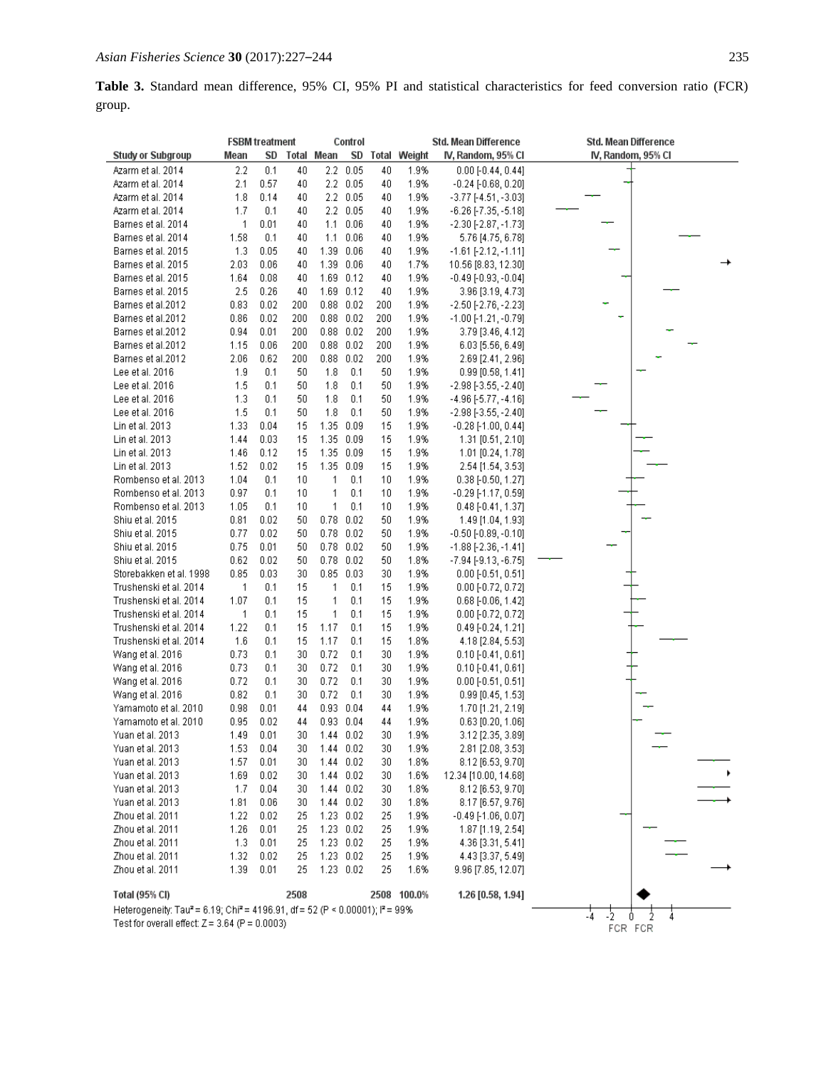**Table 3.** Standard mean difference, 95% CI, 95% PI and statistical characteristics for feed conversion ratio (FCR) group.

| | FSBM treatment | | | Control | | | | Std. Mean Difference |
|---|---|---|---|---|---|---|---|---|
| Study or Subgroup | Mean | SD | Total | Mean | SD | Total | Weight | IV, Random, 95% CI |
| Azarm et al. 2014 | 2.2 | 0.1 | 40 | 2.2 | 0.05 | 40 | 1.9% | 0.00 [-0.44, 0.44] |
| Azarm et al. 2014 | 2.1 | 0.57 | 40 | 2.2 | 0.05 | 40 | 1.9% | -0.24 [-0.68, 0.20] |
| Azarm et al. 2014 | 1.8 | 0.14 | 40 | 2.2 | 0.05 | 40 | 1.9% | -3.77 [-4.51, -3.03] |
| Azarm et al. 2014 | 1.7 | 0.1 | 40 | 2.2 | 0.05 | 40 | 1.9% | -6.26 [-7.35, -5.18] |
| Barnes et al. 2014 | 1 | 0.01 | 40 | 1.1 | 0.06 | 40 | 1.9% | -2.30 [-2.87, -1.73] |
| Barnes et al. 2014 | 1.58 | 0.1 | 40 | 1.1 | 0.06 | 40 | 1.9% | 5.76 [4.75, 6.78] |
| Barnes et al. 2015 | 1.3 | 0.05 | 40 | 1.39 | 0.06 | 40 | 1.9% | -1.61 [-2.12, -1.11] |
| Barnes et al. 2015 | 2.03 | 0.06 | 40 | 1.39 | 0.06 | 40 | 1.7% | 10.56 [8.83, 12.30] |
| Barnes et al. 2015 | 1.64 | 0.08 | 40 | 1.69 | 0.12 | 40 | 1.9% | -0.49 [-0.93, -0.04] |
| Barnes et al. 2015 | 2.5 | 0.26 | 40 | 1.69 | 0.12 | 40 | 1.9% | 3.96 [3.19, 4.73] |
| Barnes et al.2012 | 0.83 | 0.02 | 200 | 0.88 | 0.02 | 200 | 1.9% | -2.50 [-2.76, -2.23] |
| Barnes et al.2012 | 0.86 | 0.02 | 200 | 0.88 | 0.02 | 200 | 1.9% | -1.00 [-1.21, -0.79] |
| Barnes et al.2012 | 0.94 | 0.01 | 200 | 0.88 | 0.02 | 200 | 1.9% | 3.79 [3.46, 4.12] |
| Barnes et al.2012 | 1.15 | 0.06 | 200 | 0.88 | 0.02 | 200 | 1.9% | 6.03 [5.56, 6.49] |
| Barnes et al.2012 | 2.06 | 0.62 | 200 | 0.88 | 0.02 | 200 | 1.9% | 2.69 [2.41, 2.96] |
| Lee et al. 2016 | 1.9 | 0.1 | 50 | 1.8 | 0.1 | 50 | 1.9% | 0.99 [0.58, 1.41] |
| Lee et al. 2016 | 1.5 | 0.1 | 50 | 1.8 | 0.1 | 50 | 1.9% | -2.98 [-3.55, -2.40] |
| Lee et al. 2016 | 1.3 | 0.1 | 50 | 1.8 | 0.1 | 50 | 1.9% | -4.96 [-5.77, -4.16] |
| Lee et al. 2016 | 1.5 | 0.1 | 50 | 1.8 | 0.1 | 50 | 1.9% | -2.98 [-3.55, -2.40] |
| Lin et al. 2013 | 1.33 | 0.04 | 15 | 1.35 | 0.09 | 15 | 1.9% | -0.28 [-1.00, 0.44] |
| Lin et al. 2013 | 1.44 | 0.03 | 15 | 1.35 | 0.09 | 15 | 1.9% | 1.31 [0.51, 2.10] |
| Lin et al. 2013 | 1.46 | 0.12 | 15 | 1.35 | 0.09 | 15 | 1.9% | 1.01 [0.24, 1.78] |
| Lin et al. 2013 | 1.52 | 0.02 | 15 | 1.35 | 0.09 | 15 | 1.9% | 2.54 [1.54, 3.53] |
| Rombenso et al. 2013 | 1.04 | 0.1 | 10 | 1 | 0.1 | 10 | 1.9% | 0.38 [-0.50, 1.27] |
| Rombenso et al. 2013 | 0.97 | 0.1 | 10 | 1 | 0.1 | 10 | 1.9% | -0.29 [-1.17, 0.59] |
| Rombenso et al. 2013 | 1.05 | 0.1 | 10 | 1 | 0.1 | 10 | 1.9% | 0.48 [-0.41, 1.37] |
| Shiu et al. 2015 | 0.81 | 0.02 | 50 | 0.78 | 0.02 | 50 | 1.9% | 1.49 [1.04, 1.93] |
| Shiu et al. 2015 | 0.77 | 0.02 | 50 | 0.78 | 0.02 | 50 | 1.9% | -0.50 [-0.89, -0.10] |
| Shiu et al. 2015 | 0.75 | 0.01 | 50 | 0.78 | 0.02 | 50 | 1.9% | -1.88 [-2.36, -1.41] |
| Shiu et al. 2015 | 0.62 | 0.02 | 50 | 0.78 | 0.02 | 50 | 1.8% | -7.94 [-9.13, -6.75] |
| Storebakken et al. 1998 | 0.85 | 0.03 | 30 | 0.85 | 0.03 | 30 | 1.9% | 0.00 [-0.51, 0.51] |
| Trushenski et al. 2014 | 1 | 0.1 | 15 | 1 | 0.1 | 15 | 1.9% | 0.00 [-0.72, 0.72] |
| Trushenski et al. 2014 | 1.07 | 0.1 | 15 | 1 | 0.1 | 15 | 1.9% | 0.68 [-0.06, 1.42] |
| Trushenski et al. 2014 | 1 | 0.1 | 15 | 1 | 0.1 | 15 | 1.9% | 0.00 [-0.72, 0.72] |
| Trushenski et al. 2014 | 1.22 | 0.1 | 15 | 1.17 | 0.1 | 15 | 1.9% | 0.49 [-0.24, 1.21] |
| Trushenski et al. 2014 | 1.6 | 0.1 | 15 | 1.17 | 0.1 | 15 | 1.8% | 4.18 [2.84, 5.53] |
| Wang et al. 2016 | 0.73 | 0.1 | 30 | 0.72 | 0.1 | 30 | 1.9% | 0.10 [-0.41, 0.61] |
| Wang et al. 2016 | 0.73 | 0.1 | 30 | 0.72 | 0.1 | 30 | 1.9% | 0.10 [-0.41, 0.61] |
| Wang et al. 2016 | 0.72 | 0.1 | 30 | 0.72 | 0.1 | 30 | 1.9% | 0.00 [-0.51, 0.51] |
| Wang et al. 2016 | 0.82 | 0.1 | 30 | 0.72 | 0.1 | 30 | 1.9% | 0.99 [0.45, 1.53] |
| Yamamoto et al. 2010 | 0.98 | 0.01 | 44 | 0.93 | 0.04 | 44 | 1.9% | 1.70 [1.21, 2.19] |
| Yamamoto et al. 2010 | 0.95 | 0.02 | 44 | 0.93 | 0.04 | 44 | 1.9% | 0.63 [0.20, 1.06] |
| Yuan et al. 2013 | 1.49 | 0.01 | 30 | 1.44 | 0.02 | 30 | 1.9% | 3.12 [2.35, 3.89] |
| Yuan et al. 2013 | 1.53 | 0.04 | 30 | 1.44 | 0.02 | 30 | 1.9% | 2.81 [2.08, 3.53] |
| Yuan et al. 2013 | 1.57 | 0.01 | 30 | 1.44 | 0.02 | 30 | 1.8% | 8.12 [6.53, 9.70] |
| Yuan et al. 2013 | 1.69 | 0.02 | 30 | 1.44 | 0.02 | 30 | 1.6% | 12.34 [10.00, 14.68] |
| Yuan et al. 2013 | 1.7 | 0.04 | 30 | 1.44 | 0.02 | 30 | 1.8% | 8.12 [6.53, 9.70] |
| Yuan et al. 2013 | 1.81 | 0.06 | 30 | 1.44 | 0.02 | 30 | 1.8% | 8.17 [6.57, 9.76] |
| Zhou et al. 2011 | 1.22 | 0.02 | 25 | 1.23 | 0.02 | 25 | 1.9% | -0.49 [-1.06, 0.07] |
| Zhou et al. 2011 | 1.26 | 0.01 | 25 | 1.23 | 0.02 | 25 | 1.9% | 1.87 [1.19, 2.54] |
| Zhou et al. 2011 | 1.3 | 0.01 | 25 | 1.23 | 0.02 | 25 | 1.9% | 4.36 [3.31, 5.41] |
| Zhou et al. 2011 | 1.32 | 0.02 | 25 | 1.23 | 0.02 | 25 | 1.9% | 4.43 [3.37, 5.49] |
| Zhou et al. 2011 | 1.39 | 0.01 | 25 | 1.23 | 0.02 | 25 | 1.6% | 9.96 [7.85, 12.07] |
| **Total (95% CI)** | | | **2508** | | | **2508** | **100.0%** | **1.26 [0.58, 1.94]** |

Heterogeneity: $Tau^2 = 6.19$; $Chi^2 = 4196.91$, df = 52 ($P < 0.00001$); $I^2 = 99\%$

Test for overall effect: $Z = 3.64$ ($P = 0.0003$)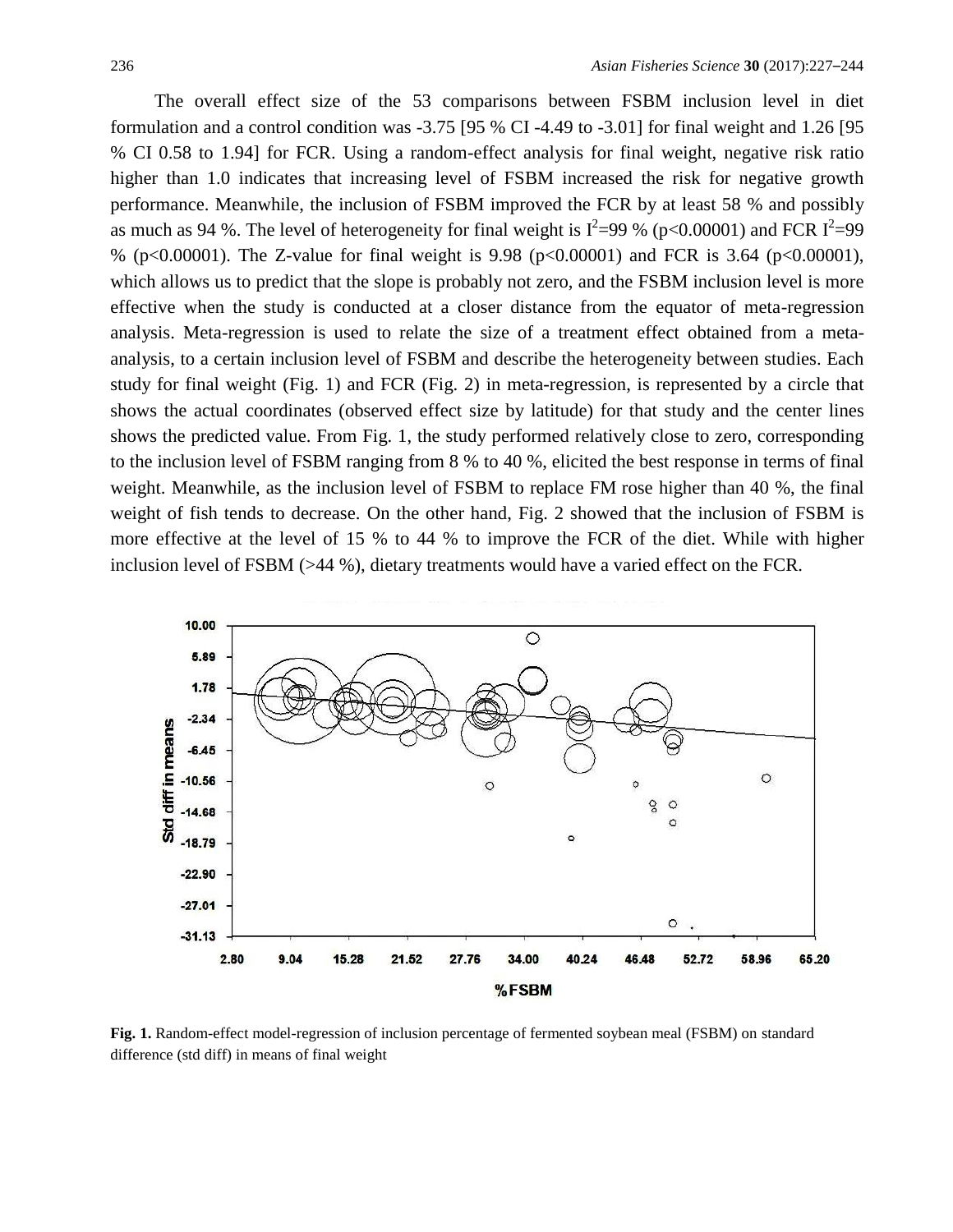The overall effect size of the 53 comparisons between FSBM inclusion level in diet formulation and a control condition was -3.75 [95 % CI -4.49 to -3.01] for final weight and 1.26 [95 % CI 0.58 to 1.94] for FCR. Using a random-effect analysis for final weight, negative risk ratio higher than 1.0 indicates that increasing level of FSBM increased the risk for negative growth performance. Meanwhile, the inclusion of FSBM improved the FCR by at least 58 % and possibly as much as 94 %. The level of heterogeneity for final weight is $I^2$=99 % ($p$<0.00001) and FCR $I^2$=99 % ($p$<0.00001). The Z-value for final weight is 9.98 ($p$<0.00001) and FCR is 3.64 ($p$<0.00001), which allows us to predict that the slope is probably not zero, and the FSBM inclusion level is more effective when the study is conducted at a closer distance from the equator of meta-regression analysis. Meta-regression is used to relate the size of a treatment effect obtained from a meta-analysis, to a certain inclusion level of FSBM and describe the heterogeneity between studies. Each study for final weight (Fig. 1) and FCR (Fig. 2) in meta-regression, is represented by a circle that shows the actual coordinates (observed effect size by latitude) for that study and the center lines shows the predicted value. From Fig. 1, the study performed relatively close to zero, corresponding to the inclusion level of FSBM ranging from 8 % to 40 %, elicited the best response in terms of final weight. Meanwhile, as the inclusion level of FSBM to replace FM rose higher than 40 %, the final weight of fish tends to decrease. On the other hand, Fig. 2 showed that the inclusion of FSBM is more effective at the level of 15 % to 44 % to improve the FCR of the diet. While with higher inclusion level of FSBM (>44 %), dietary treatments would have a varied effect on the FCR.

**Fig. 1.** Random-effect model-regression of inclusion percentage of fermented soybean meal (FSBM) on standard difference (std diff) in means of final weight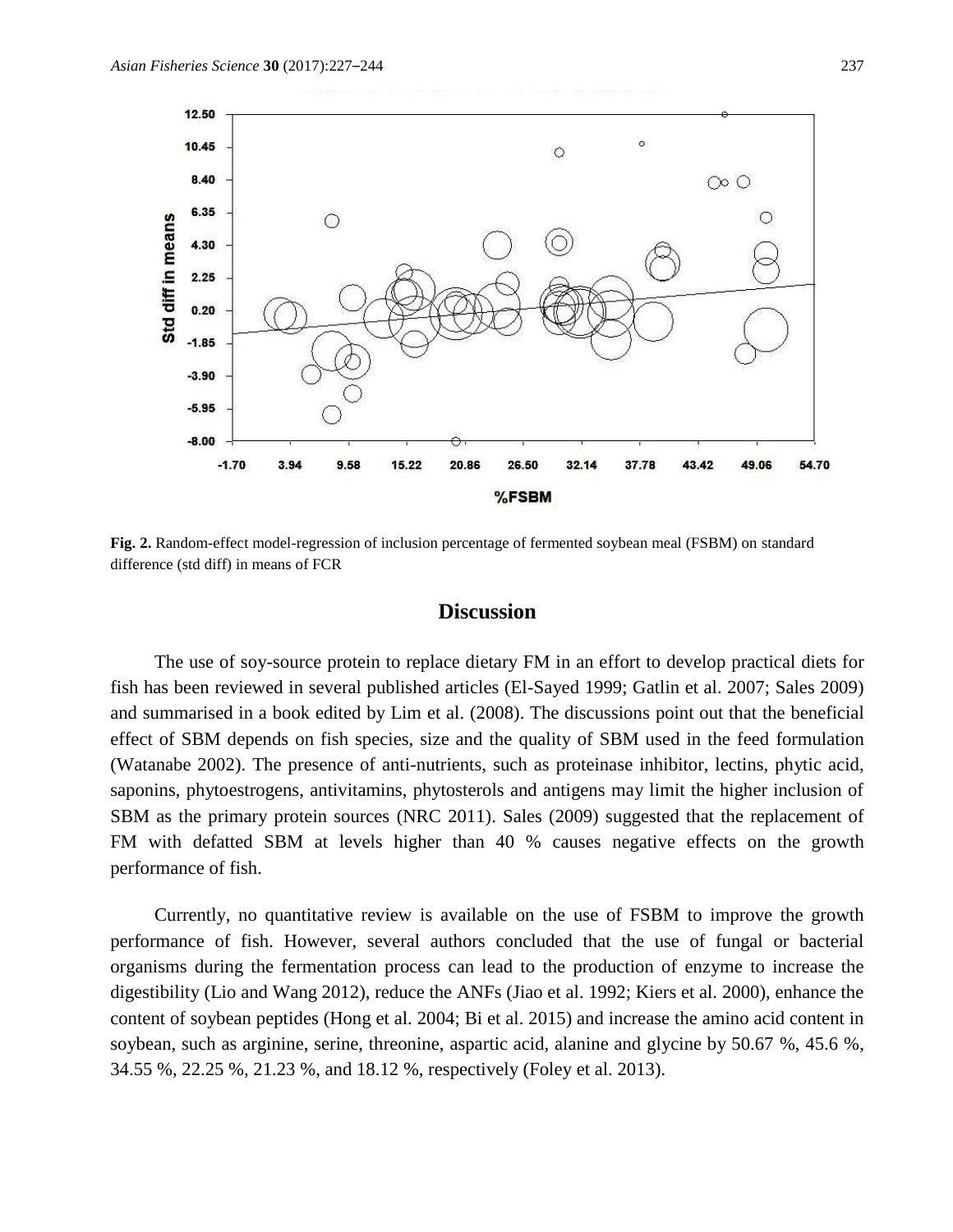Fig. 2. Random-effect model-regression of inclusion percentage of fermented soybean meal (FSBM) on standard difference (std diff) in means of FCR

## Discussion

The use of soy-source protein to replace dietary FM in an effort to develop practical diets for fish has been reviewed in several published articles (El-Sayed 1999; Gatlin et al. 2007; Sales 2009) and summarised in a book edited by Lim et al. (2008). The discussions point out that the beneficial effect of SBM depends on fish species, size and the quality of SBM used in the feed formulation (Watanabe 2002). The presence of anti-nutrients, such as proteinase inhibitor, lectins, phytic acid, saponins, phytoestrogens, antivitamins, phytosterols and antigens may limit the higher inclusion of SBM as the primary protein sources (NRC 2011). Sales (2009) suggested that the replacement of FM with defatted SBM at levels higher than 40 % causes negative effects on the growth performance of fish.

Currently, no quantitative review is available on the use of FSBM to improve the growth performance of fish. However, several authors concluded that the use of fungal or bacterial organisms during the fermentation process can lead to the production of enzyme to increase the digestibility (Lio and Wang 2012), reduce the ANFs (Jiao et al. 1992; Kiers et al. 2000), enhance the content of soybean peptides (Hong et al. 2004; Bi et al. 2015) and increase the amino acid content in soybean, such as arginine, serine, threonine, aspartic acid, alanine and glycine by 50.67 %, 45.6 %, 34.55 %, 22.25 %, 21.23 %, and 18.12 %, respectively (Foley et al. 2013).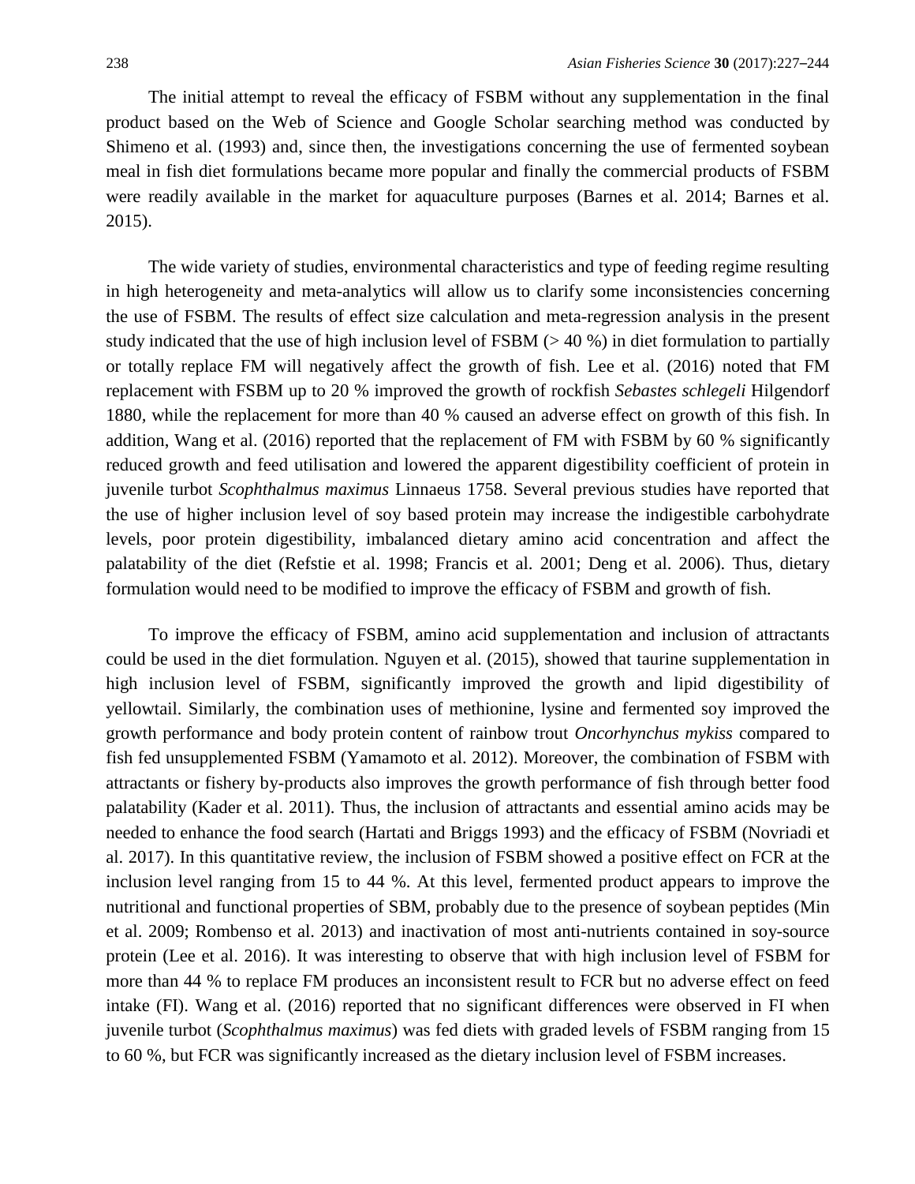The initial attempt to reveal the efficacy of FSBM without any supplementation in the final product based on the Web of Science and Google Scholar searching method was conducted by Shimeno et al. (1993) and, since then, the investigations concerning the use of fermented soybean meal in fish diet formulations became more popular and finally the commercial products of FSBM were readily available in the market for aquaculture purposes (Barnes et al. 2014; Barnes et al. 2015).

The wide variety of studies, environmental characteristics and type of feeding regime resulting in high heterogeneity and meta-analytics will allow us to clarify some inconsistencies concerning the use of FSBM. The results of effect size calculation and meta-regression analysis in the present study indicated that the use of high inclusion level of FSBM (> 40 %) in diet formulation to partially or totally replace FM will negatively affect the growth of fish. Lee et al. (2016) noted that FM replacement with FSBM up to 20 % improved the growth of rockfish *Sebastes schlegeli* Hilgendorf 1880, while the replacement for more than 40 % caused an adverse effect on growth of this fish. In addition, Wang et al. (2016) reported that the replacement of FM with FSBM by 60 % significantly reduced growth and feed utilisation and lowered the apparent digestibility coefficient of protein in juvenile turbot *Scophthalmus maximus* Linnaeus 1758. Several previous studies have reported that the use of higher inclusion level of soy based protein may increase the indigestible carbohydrate levels, poor protein digestibility, imbalanced dietary amino acid concentration and affect the palatability of the diet (Refstie et al. 1998; Francis et al. 2001; Deng et al. 2006). Thus, dietary formulation would need to be modified to improve the efficacy of FSBM and growth of fish.

To improve the efficacy of FSBM, amino acid supplementation and inclusion of attractants could be used in the diet formulation. Nguyen et al. (2015), showed that taurine supplementation in high inclusion level of FSBM, significantly improved the growth and lipid digestibility of yellowtail. Similarly, the combination uses of methionine, lysine and fermented soy improved the growth performance and body protein content of rainbow trout *Oncorhynchus mykiss* compared to fish fed unsupplemented FSBM (Yamamoto et al. 2012). Moreover, the combination of FSBM with attractants or fishery by-products also improves the growth performance of fish through better food palatability (Kader et al. 2011). Thus, the inclusion of attractants and essential amino acids may be needed to enhance the food search (Hartati and Briggs 1993) and the efficacy of FSBM (Novriadi et al. 2017). In this quantitative review, the inclusion of FSBM showed a positive effect on FCR at the inclusion level ranging from 15 to 44 %. At this level, fermented product appears to improve the nutritional and functional properties of SBM, probably due to the presence of soybean peptides (Min et al. 2009; Rombenso et al. 2013) and inactivation of most anti-nutrients contained in soy-source protein (Lee et al. 2016). It was interesting to observe that with high inclusion level of FSBM for more than 44 % to replace FM produces an inconsistent result to FCR but no adverse effect on feed intake (FI). Wang et al. (2016) reported that no significant differences were observed in FI when juvenile turbot (*Scophthalmus maximus*) was fed diets with graded levels of FSBM ranging from 15 to 60 %, but FCR was significantly increased as the dietary inclusion level of FSBM increases.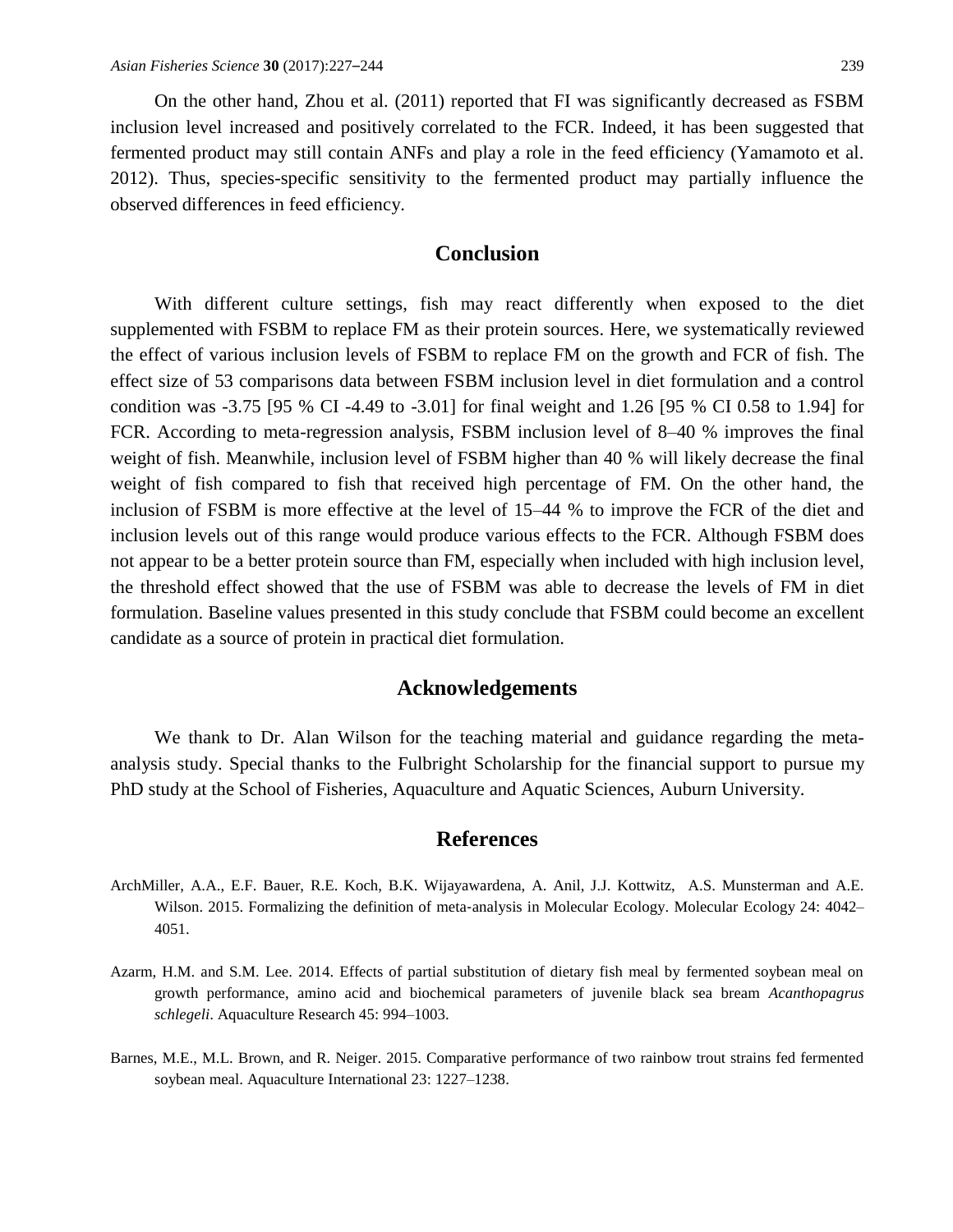On the other hand, Zhou et al. (2011) reported that FI was significantly decreased as FSBM inclusion level increased and positively correlated to the FCR. Indeed, it has been suggested that fermented product may still contain ANFs and play a role in the feed efficiency (Yamamoto et al. 2012). Thus, species-specific sensitivity to the fermented product may partially influence the observed differences in feed efficiency.

## Conclusion

With different culture settings, fish may react differently when exposed to the diet supplemented with FSBM to replace FM as their protein sources. Here, we systematically reviewed the effect of various inclusion levels of FSBM to replace FM on the growth and FCR of fish. The effect size of 53 comparisons data between FSBM inclusion level in diet formulation and a control condition was -3.75 [95 % CI -4.49 to -3.01] for final weight and 1.26 [95 % CI 0.58 to 1.94] for FCR. According to meta-regression analysis, FSBM inclusion level of 8–40 % improves the final weight of fish. Meanwhile, inclusion level of FSBM higher than 40 % will likely decrease the final weight of fish compared to fish that received high percentage of FM. On the other hand, the inclusion of FSBM is more effective at the level of 15–44 % to improve the FCR of the diet and inclusion levels out of this range would produce various effects to the FCR. Although FSBM does not appear to be a better protein source than FM, especially when included with high inclusion level, the threshold effect showed that the use of FSBM was able to decrease the levels of FM in diet formulation. Baseline values presented in this study conclude that FSBM could become an excellent candidate as a source of protein in practical diet formulation.

## Acknowledgements

We thank to Dr. Alan Wilson for the teaching material and guidance regarding the meta-analysis study. Special thanks to the Fulbright Scholarship for the financial support to pursue my PhD study at the School of Fisheries, Aquaculture and Aquatic Sciences, Auburn University.

## References

ArchMiller, A.A., E.F. Bauer, R.E. Koch, B.K. Wijayawardena, A. Anil, J.J. Kottwitz, A.S. Munsterman and A.E. Wilson. 2015. Formalizing the definition of meta-analysis in Molecular Ecology. Molecular Ecology 24: 4042–4051.

Azarm, H.M. and S.M. Lee. 2014. Effects of partial substitution of dietary fish meal by fermented soybean meal on growth performance, amino acid and biochemical parameters of juvenile black sea bream *Acanthopagrus schlegeli*. Aquaculture Research 45: 994–1003.

Barnes, M.E., M.L. Brown, and R. Neiger. 2015. Comparative performance of two rainbow trout strains fed fermented soybean meal. Aquaculture International 23: 1227–1238.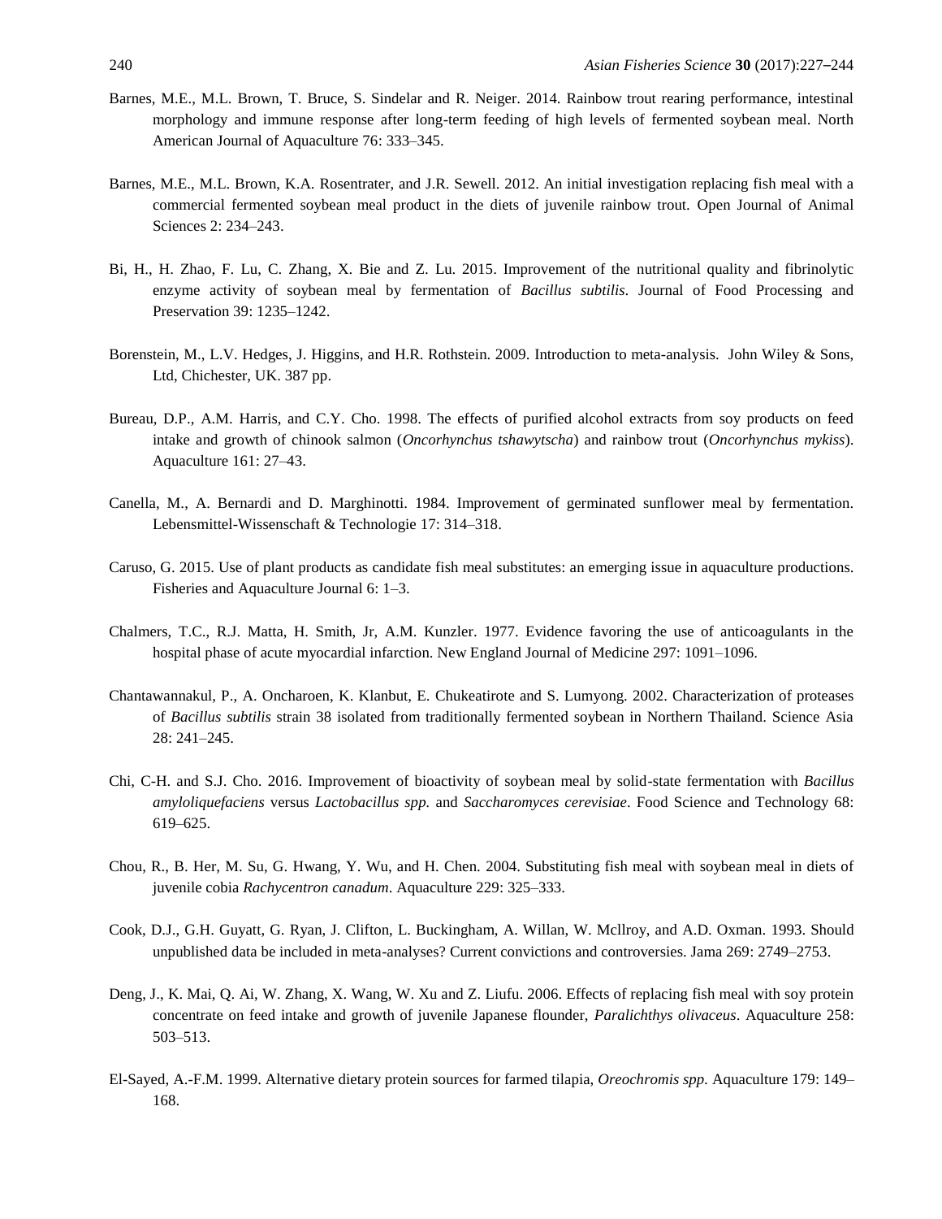Barnes, M.E., M.L. Brown, T. Bruce, S. Sindelar and R. Neiger. 2014. Rainbow trout rearing performance, intestinal morphology and immune response after long-term feeding of high levels of fermented soybean meal. North American Journal of Aquaculture 76: 333–345.

Barnes, M.E., M.L. Brown, K.A. Rosentrater, and J.R. Sewell. 2012. An initial investigation replacing fish meal with a commercial fermented soybean meal product in the diets of juvenile rainbow trout. Open Journal of Animal Sciences 2: 234–243.

Bi, H., H. Zhao, F. Lu, C. Zhang, X. Bie and Z. Lu. 2015. Improvement of the nutritional quality and fibrinolytic enzyme activity of soybean meal by fermentation of *Bacillus subtilis*. Journal of Food Processing and Preservation 39: 1235–1242.

Borenstein, M., L.V. Hedges, J. Higgins, and H.R. Rothstein. 2009. Introduction to meta-analysis. John Wiley & Sons, Ltd, Chichester, UK. 387 pp.

Bureau, D.P., A.M. Harris, and C.Y. Cho. 1998. The effects of purified alcohol extracts from soy products on feed intake and growth of chinook salmon (*Oncorhynchus tshawytscha*) and rainbow trout (*Oncorhynchus mykiss*). Aquaculture 161: 27–43.

Canella, M., A. Bernardi and D. Marghinotti. 1984. Improvement of germinated sunflower meal by fermentation. Lebensmittel-Wissenschaft & Technologie 17: 314–318.

Caruso, G. 2015. Use of plant products as candidate fish meal substitutes: an emerging issue in aquaculture productions. Fisheries and Aquaculture Journal 6: 1–3.

Chalmers, T.C., R.J. Matta, H. Smith, Jr, A.M. Kunzler. 1977. Evidence favoring the use of anticoagulants in the hospital phase of acute myocardial infarction. New England Journal of Medicine 297: 1091–1096.

Chantawannakul, P., A. Oncharoen, K. Klanbut, E. Chukeatirote and S. Lumyong. 2002. Characterization of proteases of *Bacillus subtilis* strain 38 isolated from traditionally fermented soybean in Northern Thailand. Science Asia 28: 241–245.

Chi, C-H. and S.J. Cho. 2016. Improvement of bioactivity of soybean meal by solid-state fermentation with *Bacillus amyloliquefaciens* versus *Lactobacillus spp.* and *Saccharomyces cerevisiae*. Food Science and Technology 68: 619–625.

Chou, R., B. Her, M. Su, G. Hwang, Y. Wu, and H. Chen. 2004. Substituting fish meal with soybean meal in diets of juvenile cobia *Rachycentron canadum*. Aquaculture 229: 325–333.

Cook, D.J., G.H. Guyatt, G. Ryan, J. Clifton, L. Buckingham, A. Willan, W. McIlroy, and A.D. Oxman. 1993. Should unpublished data be included in meta-analyses? Current convictions and controversies. Jama 269: 2749–2753.

Deng, J., K. Mai, Q. Ai, W. Zhang, X. Wang, W. Xu and Z. Liufu. 2006. Effects of replacing fish meal with soy protein concentrate on feed intake and growth of juvenile Japanese flounder, *Paralichthys olivaceus*. Aquaculture 258: 503–513.

El-Sayed, A.-F.M. 1999. Alternative dietary protein sources for farmed tilapia, *Oreochromis spp*. Aquaculture 179: 149–168.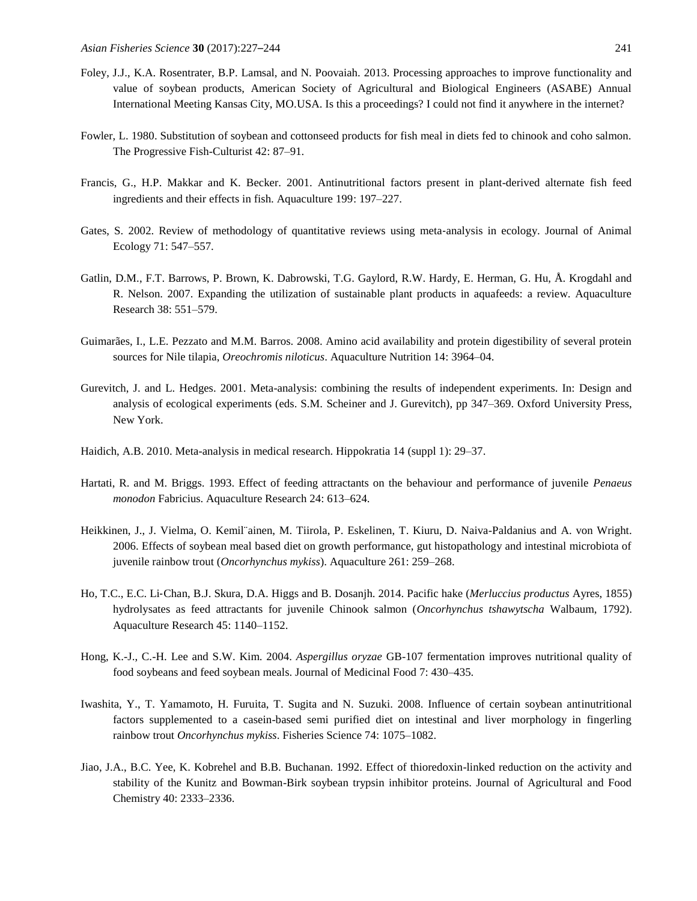Foley, J.J., K.A. Rosentrater, B.P. Lamsal, and N. Poovaiah. 2013. Processing approaches to improve functionality and value of soybean products, American Society of Agricultural and Biological Engineers (ASABE) Annual International Meeting Kansas City, MO.USA. Is this a proceedings? I could not find it anywhere in the internet?

Fowler, L. 1980. Substitution of soybean and cottonseed products for fish meal in diets fed to chinook and coho salmon. The Progressive Fish-Culturist 42: 87–91.

Francis, G., H.P. Makkar and K. Becker. 2001. Antinutritional factors present in plant-derived alternate fish feed ingredients and their effects in fish. Aquaculture 199: 197–227.

Gates, S. 2002. Review of methodology of quantitative reviews using meta-analysis in ecology. Journal of Animal Ecology 71: 547–557.

Gatlin, D.M., F.T. Barrows, P. Brown, K. Dabrowski, T.G. Gaylord, R.W. Hardy, E. Herman, G. Hu, Å. Krogdahl and R. Nelson. 2007. Expanding the utilization of sustainable plant products in aquafeeds: a review. Aquaculture Research 38: 551–579.

Guimarães, I., L.E. Pezzato and M.M. Barros. 2008. Amino acid availability and protein digestibility of several protein sources for Nile tilapia, *Oreochromis niloticus*. Aquaculture Nutrition 14: 3964–04.

Gurevitch, J. and L. Hedges. 2001. Meta-analysis: combining the results of independent experiments. In: Design and analysis of ecological experiments (eds. S.M. Scheiner and J. Gurevitch), pp 347–369. Oxford University Press, New York.

Haidich, A.B. 2010. Meta-analysis in medical research. Hippokratia 14 (suppl 1): 29–37.

Hartati, R. and M. Briggs. 1993. Effect of feeding attractants on the behaviour and performance of juvenile *Penaeus monodon* Fabricius. Aquaculture Research 24: 613–624.

Heikkinen, J., J. Vielma, O. Kemil¨ainen, M. Tiirola, P. Eskelinen, T. Kiuru, D. Naiva-Paldanius and A. von Wright. 2006. Effects of soybean meal based diet on growth performance, gut histopathology and intestinal microbiota of juvenile rainbow trout (*Oncorhynchus mykiss*). Aquaculture 261: 259–268.

Ho, T.C., E.C. Li-Chan, B.J. Skura, D.A. Higgs and B. Dosanjh. 2014. Pacific hake (*Merluccius productus* Ayres, 1855) hydrolysates as feed attractants for juvenile Chinook salmon (*Oncorhynchus tshawytscha* Walbaum, 1792). Aquaculture Research 45: 1140–1152.

Hong, K.-J., C.-H. Lee and S.W. Kim. 2004. *Aspergillus oryzae* GB-107 fermentation improves nutritional quality of food soybeans and feed soybean meals. Journal of Medicinal Food 7: 430–435.

Iwashita, Y., T. Yamamoto, H. Furuita, T. Sugita and N. Suzuki. 2008. Influence of certain soybean antinutritional factors supplemented to a casein-based semi purified diet on intestinal and liver morphology in fingerling rainbow trout *Oncorhynchus mykiss*. Fisheries Science 74: 1075–1082.

Jiao, J.A., B.C. Yee, K. Kobrehel and B.B. Buchanan. 1992. Effect of thioredoxin-linked reduction on the activity and stability of the Kunitz and Bowman-Birk soybean trypsin inhibitor proteins. Journal of Agricultural and Food Chemistry 40: 2333–2336.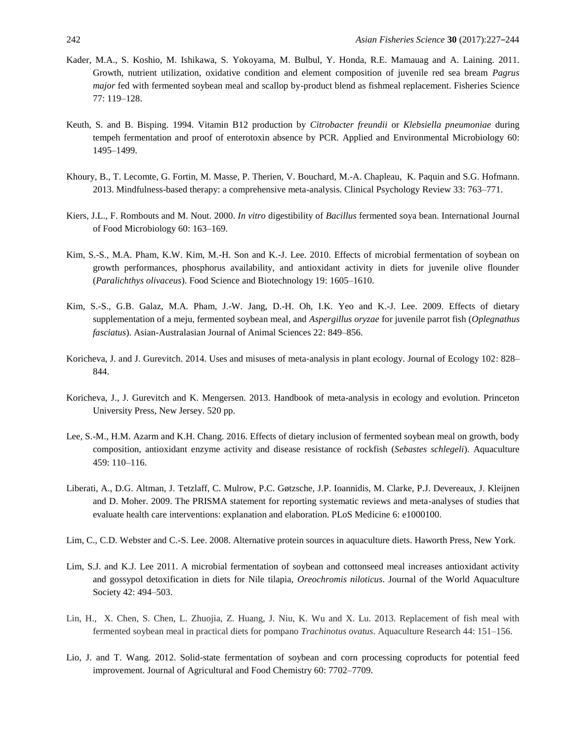Kader, M.A., S. Koshio, M. Ishikawa, S. Yokoyama, M. Bulbul, Y. Honda, R.E. Mamauag and A. Laining. 2011. Growth, nutrient utilization, oxidative condition and element composition of juvenile red sea bream *Pagrus major* fed with fermented soybean meal and scallop by-product blend as fishmeal replacement. Fisheries Science 77: 119–128.

Keuth, S. and B. Bisping. 1994. Vitamin B12 production by *Citrobacter freundii* or *Klebsiella pneumoniae* during tempeh fermentation and proof of enterotoxin absence by PCR. Applied and Environmental Microbiology 60: 1495–1499.

Khoury, B., T. Lecomte, G. Fortin, M. Masse, P. Therien, V. Bouchard, M.-A. Chapleau, K. Paquin and S.G. Hofmann. 2013. Mindfulness-based therapy: a comprehensive meta-analysis. Clinical Psychology Review 33: 763–771.

Kiers, J.L., F. Rombouts and M. Nout. 2000. *In vitro* digestibility of *Bacillus* fermented soya bean. International Journal of Food Microbiology 60: 163–169.

Kim, S.-S., M.A. Pham, K.W. Kim, M.-H. Son and K.-J. Lee. 2010. Effects of microbial fermentation of soybean on growth performances, phosphorus availability, and antioxidant activity in diets for juvenile olive flounder (*Paralichthys olivaceus*). Food Science and Biotechnology 19: 1605–1610.

Kim, S.-S., G.B. Galaz, M.A. Pham, J.-W. Jang, D.-H. Oh, I.K. Yeo and K.-J. Lee. 2009. Effects of dietary supplementation of a meju, fermented soybean meal, and *Aspergillus oryzae* for juvenile parrot fish (*Oplegnathus fasciatus*). Asian-Australasian Journal of Animal Sciences 22: 849–856.

Koricheva, J. and J. Gurevitch. 2014. Uses and misuses of meta-analysis in plant ecology. Journal of Ecology 102: 828–844.

Koricheva, J., J. Gurevitch and K. Mengersen. 2013. Handbook of meta-analysis in ecology and evolution. Princeton University Press, New Jersey. 520 pp.

Lee, S.-M., H.M. Azarm and K.H. Chang. 2016. Effects of dietary inclusion of fermented soybean meal on growth, body composition, antioxidant enzyme activity and disease resistance of rockfish (*Sebastes schlegeli*). Aquaculture 459: 110–116.

Liberati, A., D.G. Altman, J. Tetzlaff, C. Mulrow, P.C. Gøtzsche, J.P. Ioannidis, M. Clarke, P.J. Devereaux, J. Kleijnen and D. Moher. 2009. The PRISMA statement for reporting systematic reviews and meta-analyses of studies that evaluate health care interventions: explanation and elaboration. PLoS Medicine 6: e1000100.

Lim, C., C.D. Webster and C.-S. Lee. 2008. Alternative protein sources in aquaculture diets. Haworth Press, New York.

Lim, S.J. and K.J. Lee 2011. A microbial fermentation of soybean and cottonseed meal increases antioxidant activity and gossypol detoxification in diets for Nile tilapia, *Oreochromis niloticus*. Journal of the World Aquaculture Society 42: 494–503.

Lin, H., X. Chen, S. Chen, L. Zhuojia, Z. Huang, J. Niu, K. Wu and X. Lu. 2013. Replacement of fish meal with fermented soybean meal in practical diets for pompano *Trachinotus ovatus*. Aquaculture Research 44: 151–156.

Lio, J. and T. Wang. 2012. Solid-state fermentation of soybean and corn processing coproducts for potential feed improvement. Journal of Agricultural and Food Chemistry 60: 7702–7709.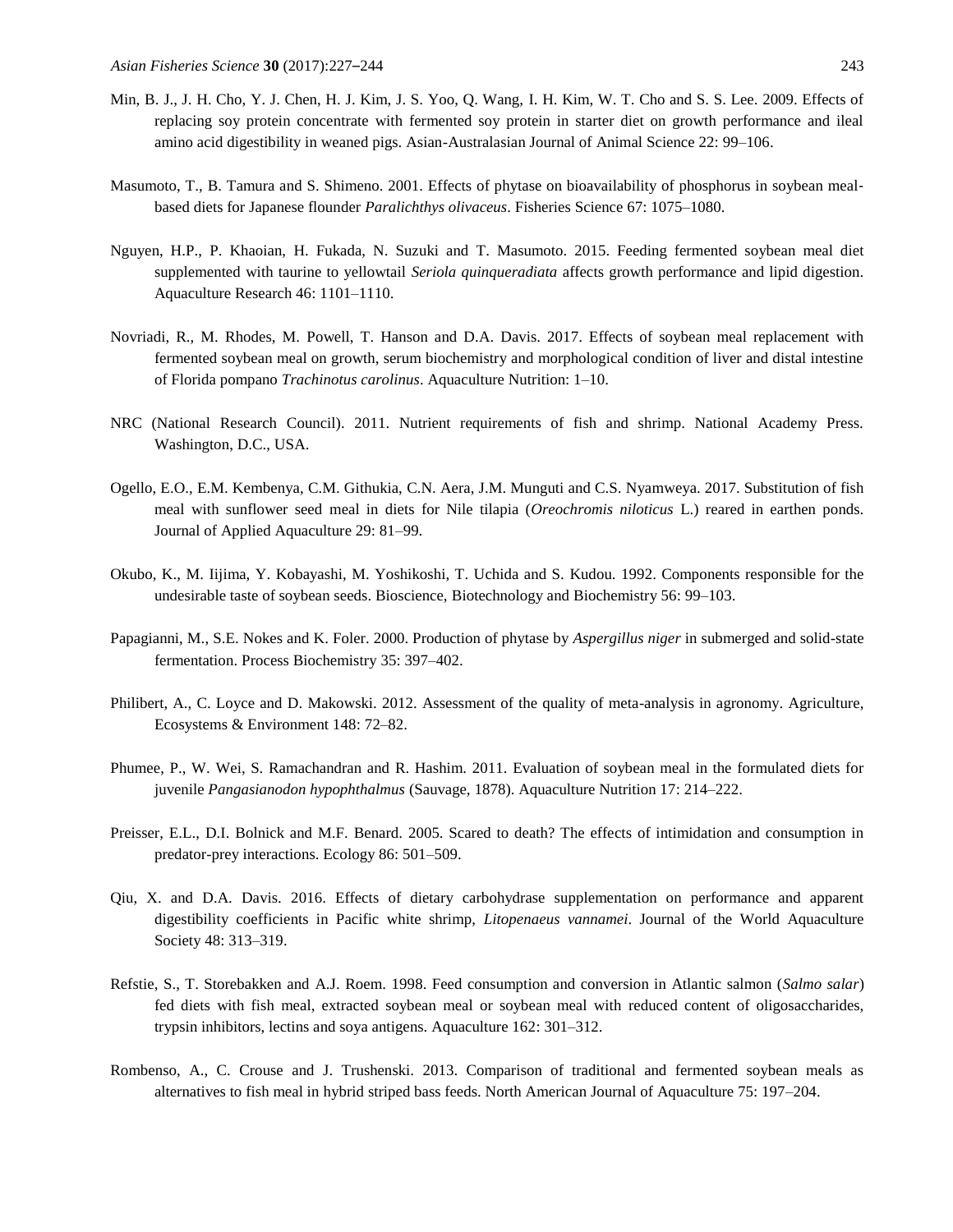Min, B. J., J. H. Cho, Y. J. Chen, H. J. Kim, J. S. Yoo, Q. Wang, I. H. Kim, W. T. Cho and S. S. Lee. 2009. Effects of replacing soy protein concentrate with fermented soy protein in starter diet on growth performance and ileal amino acid digestibility in weaned pigs. Asian-Australasian Journal of Animal Science 22: 99–106.

Masumoto, T., B. Tamura and S. Shimeno. 2001. Effects of phytase on bioavailability of phosphorus in soybean meal-based diets for Japanese flounder *Paralichthys olivaceus*. Fisheries Science 67: 1075–1080.

Nguyen, H.P., P. Khaoian, H. Fukada, N. Suzuki and T. Masumoto. 2015. Feeding fermented soybean meal diet supplemented with taurine to yellowtail *Seriola quinqueradiata* affects growth performance and lipid digestion. Aquaculture Research 46: 1101–1110.

Novriadi, R., M. Rhodes, M. Powell, T. Hanson and D.A. Davis. 2017. Effects of soybean meal replacement with fermented soybean meal on growth, serum biochemistry and morphological condition of liver and distal intestine of Florida pompano *Trachinotus carolinus*. Aquaculture Nutrition: 1–10.

NRC (National Research Council). 2011. Nutrient requirements of fish and shrimp. National Academy Press. Washington, D.C., USA.

Ogello, E.O., E.M. Kembenya, C.M. Githukia, C.N. Aera, J.M. Munguti and C.S. Nyamweya. 2017. Substitution of fish meal with sunflower seed meal in diets for Nile tilapia (*Oreochromis niloticus* L.) reared in earthen ponds. Journal of Applied Aquaculture 29: 81–99.

Okubo, K., M. Iijima, Y. Kobayashi, M. Yoshikoshi, T. Uchida and S. Kudou. 1992. Components responsible for the undesirable taste of soybean seeds. Bioscience, Biotechnology and Biochemistry 56: 99–103.

Papagianni, M., S.E. Nokes and K. Foler. 2000. Production of phytase by *Aspergillus niger* in submerged and solid-state fermentation. Process Biochemistry 35: 397–402.

Philibert, A., C. Loyce and D. Makowski. 2012. Assessment of the quality of meta-analysis in agronomy. Agriculture, Ecosystems & Environment 148: 72–82.

Phumee, P., W. Wei, S. Ramachandran and R. Hashim. 2011. Evaluation of soybean meal in the formulated diets for juvenile *Pangasianodon hypophthalmus* (Sauvage, 1878). Aquaculture Nutrition 17: 214–222.

Preisser, E.L., D.I. Bolnick and M.F. Benard. 2005. Scared to death? The effects of intimidation and consumption in predator-prey interactions. Ecology 86: 501–509.

Qiu, X. and D.A. Davis. 2016. Effects of dietary carbohydrase supplementation on performance and apparent digestibility coefficients in Pacific white shrimp, *Litopenaeus vannamei*. Journal of the World Aquaculture Society 48: 313–319.

Refstie, S., T. Storebakken and A.J. Roem. 1998. Feed consumption and conversion in Atlantic salmon (*Salmo salar*) fed diets with fish meal, extracted soybean meal or soybean meal with reduced content of oligosaccharides, trypsin inhibitors, lectins and soya antigens. Aquaculture 162: 301–312.

Rombenso, A., C. Crouse and J. Trushenski. 2013. Comparison of traditional and fermented soybean meals as alternatives to fish meal in hybrid striped bass feeds. North American Journal of Aquaculture 75: 197–204.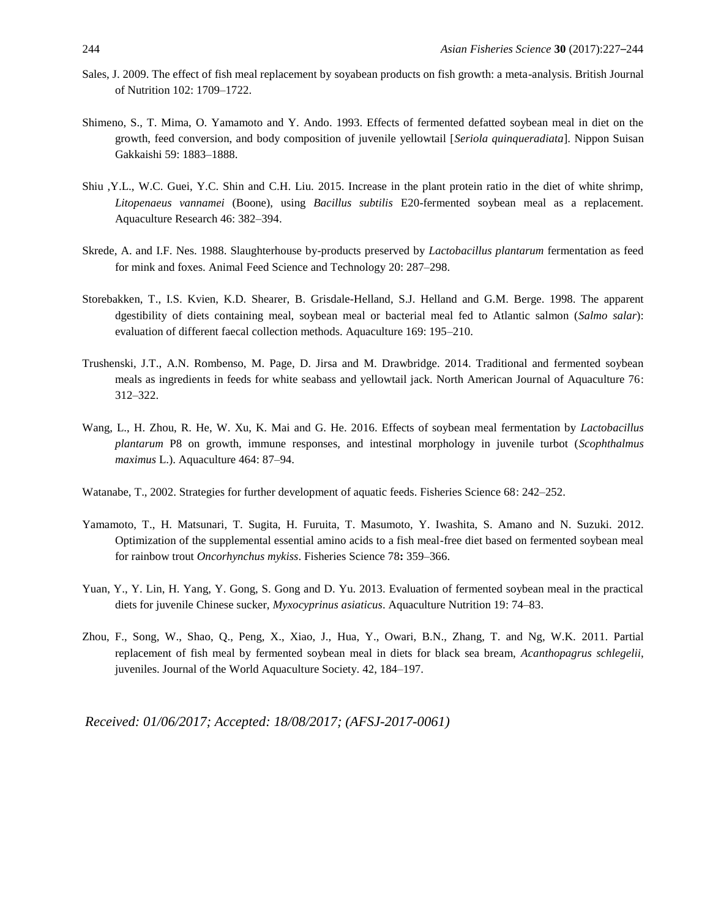Sales, J. 2009. The effect of fish meal replacement by soyabean products on fish growth: a meta-analysis. British Journal of Nutrition 102: 1709–1722.

Shimeno, S., T. Mima, O. Yamamoto and Y. Ando. 1993. Effects of fermented defatted soybean meal in diet on the growth, feed conversion, and body composition of juvenile yellowtail [*Seriola quinqueradiata*]. Nippon Suisan Gakkaishi 59: 1883–1888.

Shiu ,Y.L., W.C. Guei, Y.C. Shin and C.H. Liu. 2015. Increase in the plant protein ratio in the diet of white shrimp, *Litopenaeus vannamei* (Boone), using *Bacillus subtilis* E20-fermented soybean meal as a replacement. Aquaculture Research 46: 382–394.

Skrede, A. and I.F. Nes. 1988. Slaughterhouse by-products preserved by *Lactobacillus plantarum* fermentation as feed for mink and foxes. Animal Feed Science and Technology 20: 287–298.

Storebakken, T., I.S. Kvien, K.D. Shearer, B. Grisdale-Helland, S.J. Helland and G.M. Berge. 1998. The apparent dgestibility of diets containing meal, soybean meal or bacterial meal fed to Atlantic salmon (*Salmo salar*): evaluation of different faecal collection methods. Aquaculture 169: 195–210.

Trushenski, J.T., A.N. Rombenso, M. Page, D. Jirsa and M. Drawbridge. 2014. Traditional and fermented soybean meals as ingredients in feeds for white seabass and yellowtail jack. North American Journal of Aquaculture 76: 312–322.

Wang, L., H. Zhou, R. He, W. Xu, K. Mai and G. He. 2016. Effects of soybean meal fermentation by *Lactobacillus plantarum* P8 on growth, immune responses, and intestinal morphology in juvenile turbot (*Scophthalmus maximus* L.). Aquaculture 464: 87–94.

Watanabe, T., 2002. Strategies for further development of aquatic feeds. Fisheries Science 68: 242–252.

Yamamoto, T., H. Matsunari, T. Sugita, H. Furuita, T. Masumoto, Y. Iwashita, S. Amano and N. Suzuki. 2012. Optimization of the supplemental essential amino acids to a fish meal-free diet based on fermented soybean meal for rainbow trout *Oncorhynchus mykiss*. Fisheries Science 78**:** 359–366.

Yuan, Y., Y. Lin, H. Yang, Y. Gong, S. Gong and D. Yu. 2013. Evaluation of fermented soybean meal in the practical diets for juvenile Chinese sucker, *Myxocyprinus asiaticus*. Aquaculture Nutrition 19: 74–83.

Zhou, F., Song, W., Shao, Q., Peng, X., Xiao, J., Hua, Y., Owari, B.N., Zhang, T. and Ng, W.K. 2011. Partial replacement of fish meal by fermented soybean meal in diets for black sea bream, *Acanthopagrus schlegelii*, juveniles. Journal of the World Aquaculture Society. 42, 184–197.

*Received: 01/06/2017; Accepted: 18/08/2017; (AFSJ-2017-0061)*